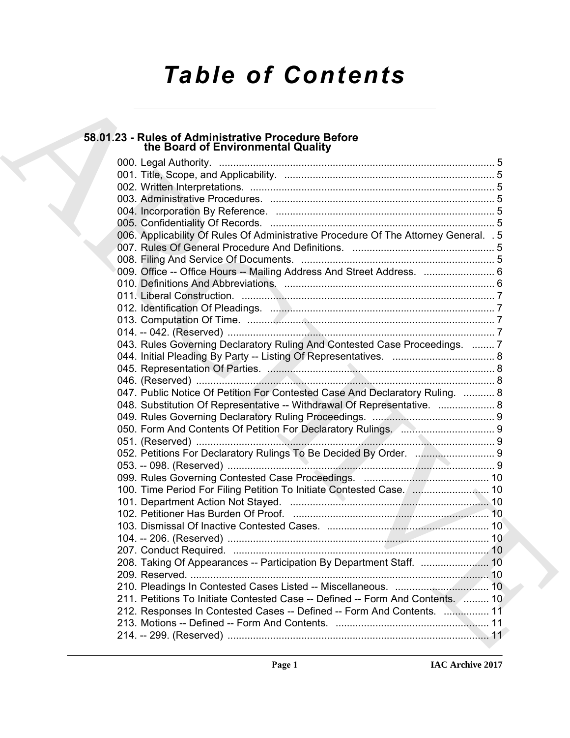# *Table of Contents*

## 58.01.23 - Rules of Administrative Procedure Before the Board of Environmental Quality

000. Legal Authority. .................................................................................................. 5
001. Title, Scope, and Applicability. ........................................................................... 5
002. Written Interpretations. ....................................................................................... 5
003. Administrative Procedures. ................................................................................ 5
004. Incorporation By Reference. .............................................................................. 5
005. Confidentiality Of Records. ................................................................................ 5
006. Applicability Of Rules Of Administrative Procedure Of The Attorney General. . 5
007. Rules Of General Procedure And Definitions. ................................................... 5
008. Filing And Service Of Documents. ..................................................................... 5
009. Office -- Office Hours -- Mailing Address And Street Address. .......................... 6
010. Definitions And Abbreviations. ........................................................................... 6
011. Liberal Construction. .......................................................................................... 7
012. Identification Of Pleadings. ................................................................................ 7
013. Computation Of Time. ........................................................................................ 7
014. -- 042. (Reserved) ............................................................................................... 7
043. Rules Governing Declaratory Ruling And Contested Case Proceedings. ......... 7
044. Initial Pleading By Party -- Listing Of Representatives. ..................................... 8
045. Representation Of Parties. ................................................................................. 8
046. (Reserved) .......................................................................................................... 8
047. Public Notice Of Petition For Contested Case And Declaratory Ruling. ............ 8
048. Substitution Of Representative -- Withdrawal Of Representative. .................... 8
049. Rules Governing Declaratory Ruling Proceedings. ............................................ 9
050. Form And Contents Of Petition For Declaratory Rulings. .................................. 9
051. (Reserved) .......................................................................................................... 9
052. Petitions For Declaratory Rulings To Be Decided By Order. ............................. 9
053. -- 098. (Reserved) ............................................................................................... 9
099. Rules Governing Contested Case Proceedings. ............................................. 10
100. Time Period For Filing Petition To Initiate Contested Case. ............................ 10
101. Department Action Not Stayed. ....................................................................... 10
102. Petitioner Has Burden Of Proof. ...................................................................... 10
103. Dismissal Of Inactive Contested Cases. .......................................................... 10
104. -- 206. (Reserved) ............................................................................................. 10
207. Conduct Required. ........................................................................................... 10
208. Taking Of Appearances -- Participation By Department Staff. ......................... 10
209. Reserved. ......................................................................................................... 10
210. Pleadings In Contested Cases Listed -- Miscellaneous. .................................. 10
211. Petitions To Initiate Contested Case -- Defined -- Form And Contents. .......... 10
212. Responses In Contested Cases -- Defined -- Form And Contents. ................. 11
213. Motions -- Defined -- Form And Contents. ....................................................... 11
214. -- 299. (Reserved) ............................................................................................. 11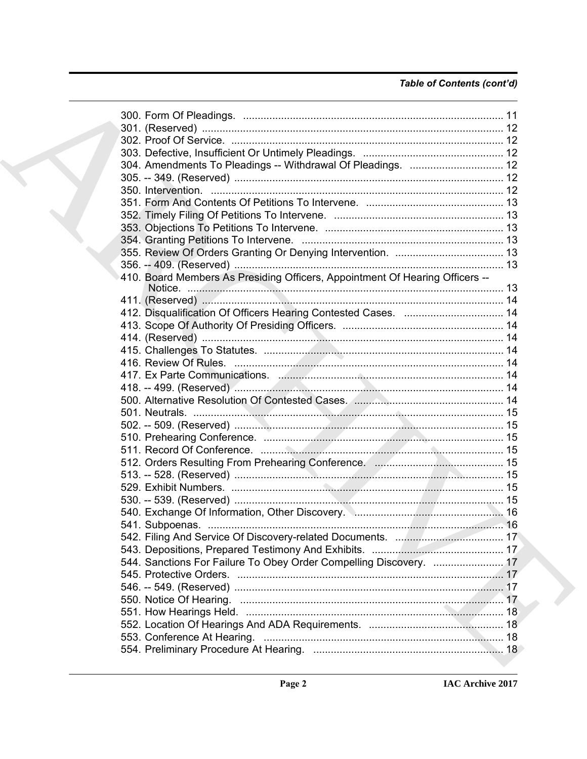*Table of Contents (cont'd)*

300. Form Of Pleadings. ........................................................................................ 11
301. (Reserved) ...................................................................................................... 12
302. Proof Of Service. ............................................................................................ 12
303. Defective, Insufficient Or Untimely Pleadings. ................................................ 12
304. Amendments To Pleadings -- Withdrawal Of Pleadings. ................................ 12
305. -- 349. (Reserved) ........................................................................................... 12
350. Intervention. ................................................................................................... 12
351. Form And Contents Of Petitions To Intervene. ............................................... 13
352. Timely Filing Of Petitions To Intervene. .......................................................... 13
353. Objections To Petitions To Intervene. ............................................................. 13
354. Granting Petitions To Intervene. ..................................................................... 13
355. Review Of Orders Granting Or Denying Intervention. ..................................... 13
356. -- 409. (Reserved) ........................................................................................... 13
410. Board Members As Presiding Officers, Appointment Of Hearing Officers -- Notice. ............................................................................................................ 13
411. (Reserved) ...................................................................................................... 14
412. Disqualification Of Officers Hearing Contested Cases. .................................. 14
413. Scope Of Authority Of Presiding Officers. ....................................................... 14
414. (Reserved) ...................................................................................................... 14
415. Challenges To Statutes. .................................................................................. 14
416. Review Of Rules. ............................................................................................ 14
417. Ex Parte Communications. ............................................................................. 14
418. -- 499. (Reserved) ........................................................................................... 14
500. Alternative Resolution Of Contested Cases. ................................................... 14
501. Neutrals. .......................................................................................................... 15
502. -- 509. (Reserved) ........................................................................................... 15
510. Prehearing Conference. .................................................................................. 15
511. Record Of Conference. ................................................................................... 15
512. Orders Resulting From Prehearing Conference. ............................................ 15
513. -- 528. (Reserved) ........................................................................................... 15
529. Exhibit Numbers. ............................................................................................. 15
530. -- 539. (Reserved) ........................................................................................... 15
540. Exchange Of Information, Other Discovery. ................................................... 16
541. Subpoenas. ..................................................................................................... 16
542. Filing And Service Of Discovery-related Documents. ..................................... 17
543. Depositions, Prepared Testimony And Exhibits. ............................................. 17
544. Sanctions For Failure To Obey Order Compelling Discovery. ........................ 17
545. Protective Orders. ........................................................................................... 17
546. -- 549. (Reserved) ........................................................................................... 17
550. Notice Of Hearing. .......................................................................................... 17
551. How Hearings Held. ........................................................................................ 18
552. Location Of Hearings And ADA Requirements. .............................................. 18
553. Conference At Hearing. .................................................................................. 18
554. Preliminary Procedure At Hearing. ................................................................. 18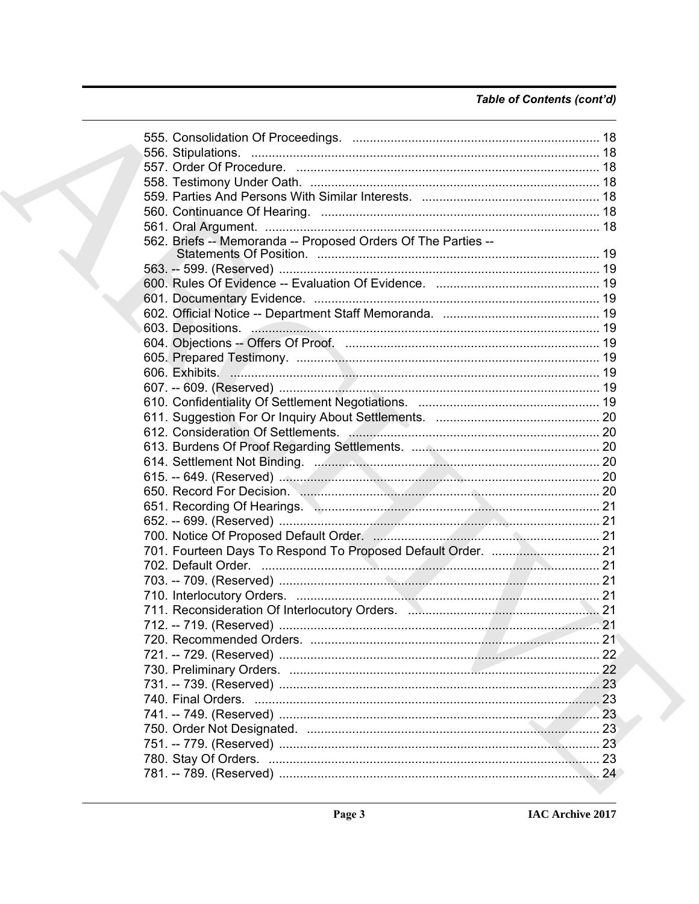*Table of Contents (cont'd)*

555. Consolidation Of Proceedings. ....................................................................... 18
556. Stipulations. ................................................................................................... 18
557. Order Of Procedure. ...................................................................................... 18
558. Testimony Under Oath. .................................................................................. 18
559. Parties And Persons With Similar Interests. .................................................. 18
560. Continuance Of Hearing. ............................................................................... 18
561. Oral Argument. ............................................................................................... 18
562. Briefs -- Memoranda -- Proposed Orders Of The Parties -- Statements Of Position. ................................................................................ 19
563. -- 599. (Reserved) ........................................................................................... 19
600. Rules Of Evidence -- Evaluation Of Evidence. ............................................... 19
601. Documentary Evidence. .................................................................................. 19
602. Official Notice -- Department Staff Memoranda. ............................................. 19
603. Depositions. ................................................................................................... 19
604. Objections -- Offers Of Proof. ......................................................................... 19
605. Prepared Testimony. ....................................................................................... 19
606. Exhibits. .......................................................................................................... 19
607. -- 609. (Reserved) ........................................................................................... 19
610. Confidentiality Of Settlement Negotiations. .................................................... 19
611. Suggestion For Or Inquiry About Settlements. ............................................... 20
612. Consideration Of Settlements. ........................................................................ 20
613. Burdens Of Proof Regarding Settlements. ...................................................... 20
614. Settlement Not Binding. .................................................................................. 20
615. -- 649. (Reserved) ........................................................................................... 20
650. Record For Decision. ...................................................................................... 20
651. Recording Of Hearings. .................................................................................. 21
652. -- 699. (Reserved) ........................................................................................... 21
700. Notice Of Proposed Default Order. ................................................................. 21
701. Fourteen Days To Respond To Proposed Default Order. ............................... 21
702. Default Order. ................................................................................................. 21
703. -- 709. (Reserved) ........................................................................................... 21
710. Interlocutory Orders. ....................................................................................... 21
711. Reconsideration Of Interlocutory Orders. ....................................................... 21
712. -- 719. (Reserved) ........................................................................................... 21
720. Recommended Orders. ................................................................................... 21
721. -- 729. (Reserved) ........................................................................................... 22
730. Preliminary Orders. ......................................................................................... 22
731. -- 739. (Reserved) ........................................................................................... 23
740. Final Orders. ................................................................................................... 23
741. -- 749. (Reserved) ........................................................................................... 23
750. Order Not Designated. .................................................................................... 23
751. -- 779. (Reserved) ........................................................................................... 23
780. Stay Of Orders. ............................................................................................... 23
781. -- 789. (Reserved) ........................................................................................... 24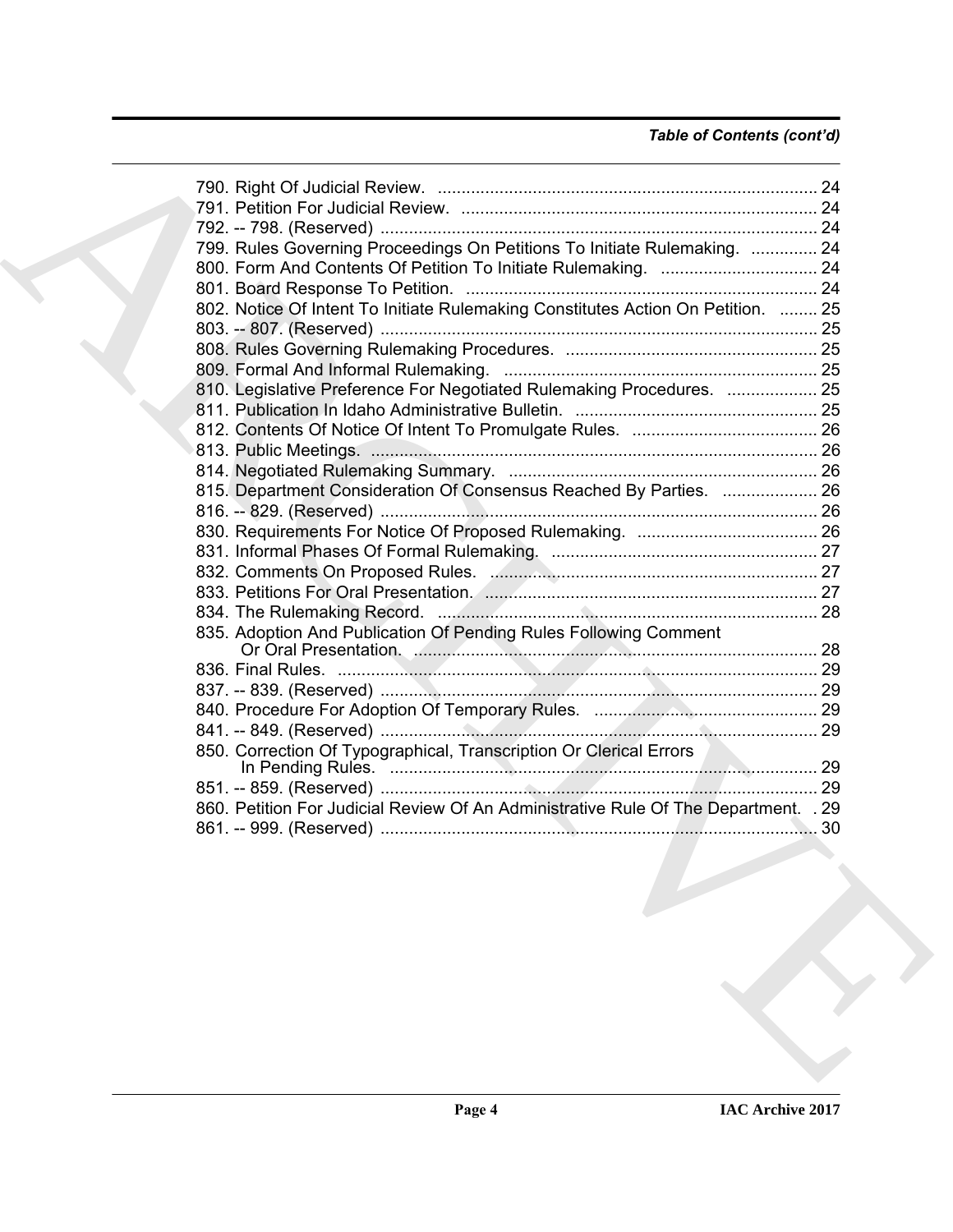*Table of Contents (cont'd)*

790. Right Of Judicial Review. ................................................................................ 24
791. Petition For Judicial Review. ........................................................................... 24
792. -- 798. (Reserved) ............................................................................................ 24
799. Rules Governing Proceedings On Petitions To Initiate Rulemaking. .............. 24
800. Form And Contents Of Petition To Initiate Rulemaking. ................................. 24
801. Board Response To Petition. .......................................................................... 24
802. Notice Of Intent To Initiate Rulemaking Constitutes Action On Petition. ........ 25
803. -- 807. (Reserved) ............................................................................................ 25
808. Rules Governing Rulemaking Procedures. ..................................................... 25
809. Formal And Informal Rulemaking. .................................................................. 25
810. Legislative Preference For Negotiated Rulemaking Procedures. ................... 25
811. Publication In Idaho Administrative Bulletin. ................................................... 25
812. Contents Of Notice Of Intent To Promulgate Rules. ....................................... 26
813. Public Meetings. .............................................................................................. 26
814. Negotiated Rulemaking Summary. ................................................................. 26
815. Department Consideration Of Consensus Reached By Parties. .................... 26
816. -- 829. (Reserved) ............................................................................................ 26
830. Requirements For Notice Of Proposed Rulemaking. ...................................... 26
831. Informal Phases Of Formal Rulemaking. ........................................................ 27
832. Comments On Proposed Rules. ..................................................................... 27
833. Petitions For Oral Presentation. ...................................................................... 27
834. The Rulemaking Record. ................................................................................ 28
835. Adoption And Publication Of Pending Rules Following Comment Or Oral Presentation. ..................................................................................... 28
836. Final Rules. ..................................................................................................... 29
837. -- 839. (Reserved) ............................................................................................ 29
840. Procedure For Adoption Of Temporary Rules. ............................................... 29
841. -- 849. (Reserved) ............................................................................................ 29
850. Correction Of Typographical, Transcription Or Clerical Errors In Pending Rules. .......................................................................................... 29
851. -- 859. (Reserved) ............................................................................................ 29
860. Petition For Judicial Review Of An Administrative Rule Of The Department. . 29
861. -- 999. (Reserved) ............................................................................................ 30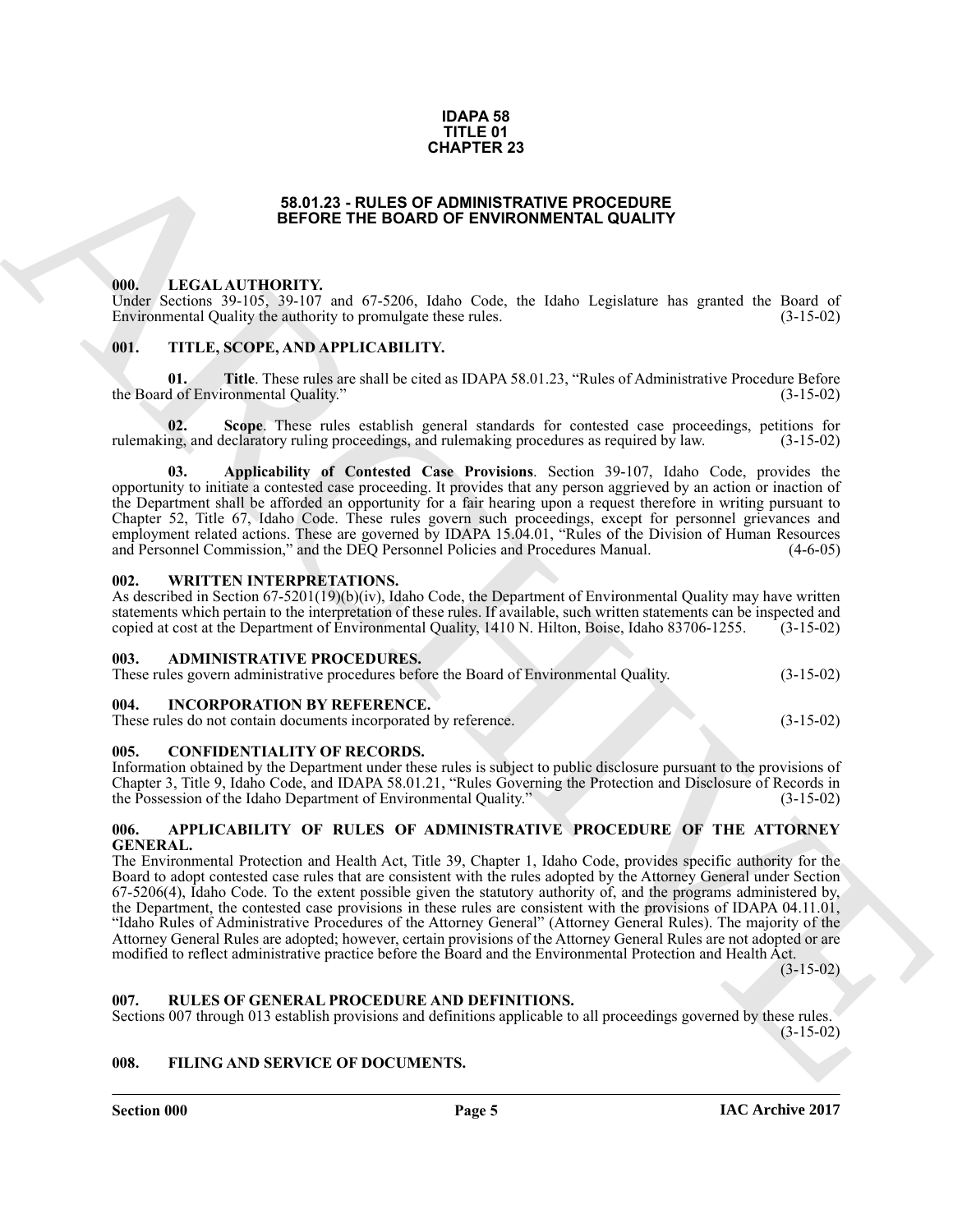**IDAPA 58**
**TITLE 01**
**CHAPTER 23**

# 58.01.23 - RULES OF ADMINISTRATIVE PROCEDURE BEFORE THE BOARD OF ENVIRONMENTAL QUALITY

## 000. LEGAL AUTHORITY.

Under Sections 39-105, 39-107 and 67-5206, Idaho Code, the Idaho Legislature has granted the Board of Environmental Quality the authority to promulgate these rules. (3-15-02)

## 001. TITLE, SCOPE, AND APPLICABILITY.

**01. Title**. These rules are shall be cited as IDAPA 58.01.23, "Rules of Administrative Procedure Before the Board of Environmental Quality." (3-15-02)

**02. Scope**. These rules establish general standards for contested case proceedings, petitions for rulemaking, and declaratory ruling proceedings, and rulemaking procedures as required by law. (3-15-02)

**03. Applicability of Contested Case Provisions**. Section 39-107, Idaho Code, provides the opportunity to initiate a contested case proceeding. It provides that any person aggrieved by an action or inaction of the Department shall be afforded an opportunity for a fair hearing upon a request therefore in writing pursuant to Chapter 52, Title 67, Idaho Code. These rules govern such proceedings, except for personnel grievances and employment related actions. These are governed by IDAPA 15.04.01, "Rules of the Division of Human Resources and Personnel Commission," and the DEQ Personnel Policies and Procedures Manual. (4-6-05)

## 002. WRITTEN INTERPRETATIONS.

As described in Section 67-5201(19)(b)(iv), Idaho Code, the Department of Environmental Quality may have written statements which pertain to the interpretation of these rules. If available, such written statements can be inspected and copied at cost at the Department of Environmental Quality, 1410 N. Hilton, Boise, Idaho 83706-1255. (3-15-02)

## 003. ADMINISTRATIVE PROCEDURES.

These rules govern administrative procedures before the Board of Environmental Quality. (3-15-02)

## 004. INCORPORATION BY REFERENCE.

These rules do not contain documents incorporated by reference. (3-15-02)

## 005. CONFIDENTIALITY OF RECORDS.

Information obtained by the Department under these rules is subject to public disclosure pursuant to the provisions of Chapter 3, Title 9, Idaho Code, and IDAPA 58.01.21, "Rules Governing the Protection and Disclosure of Records in the Possession of the Idaho Department of Environmental Quality." (3-15-02)

## 006. APPLICABILITY OF RULES OF ADMINISTRATIVE PROCEDURE OF THE ATTORNEY GENERAL.

The Environmental Protection and Health Act, Title 39, Chapter 1, Idaho Code, provides specific authority for the Board to adopt contested case rules that are consistent with the rules adopted by the Attorney General under Section 67-5206(4), Idaho Code. To the extent possible given the statutory authority of, and the programs administered by, the Department, the contested case provisions in these rules are consistent with the provisions of IDAPA 04.11.01, "Idaho Rules of Administrative Procedures of the Attorney General" (Attorney General Rules). The majority of the Attorney General Rules are adopted; however, certain provisions of the Attorney General Rules are not adopted or are modified to reflect administrative practice before the Board and the Environmental Protection and Health Act. (3-15-02)

## 007. RULES OF GENERAL PROCEDURE AND DEFINITIONS.

Sections 007 through 013 establish provisions and definitions applicable to all proceedings governed by these rules. (3-15-02)

## 008. FILING AND SERVICE OF DOCUMENTS.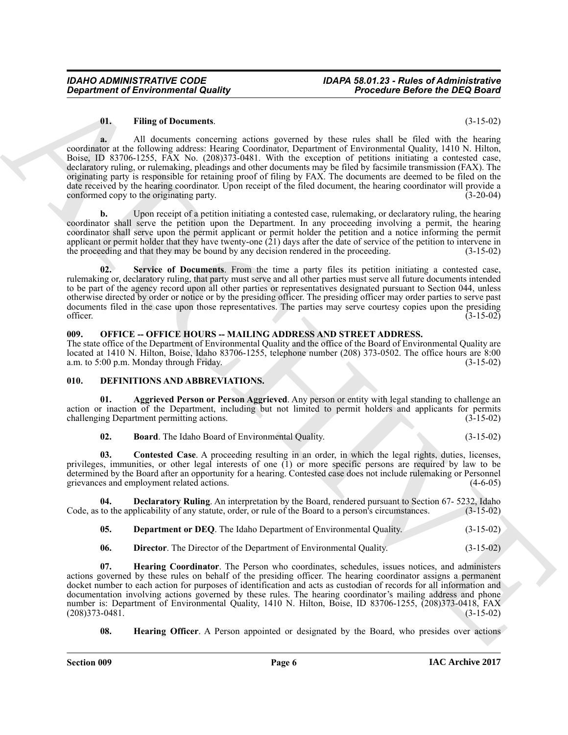**01. Filing of Documents**. (3-15-02)

**a.** All documents concerning actions governed by these rules shall be filed with the hearing coordinator at the following address: Hearing Coordinator, Department of Environmental Quality, 1410 N. Hilton, Boise, ID 83706-1255, FAX No. (208)373-0481. With the exception of petitions initiating a contested case, declaratory ruling, or rulemaking, pleadings and other documents may be filed by facsimile transmission (FAX). The originating party is responsible for retaining proof of filing by FAX. The documents are deemed to be filed on the date received by the hearing coordinator. Upon receipt of the filed document, the hearing coordinator will provide a conformed copy to the originating party. (3-20-04)

**b.** Upon receipt of a petition initiating a contested case, rulemaking, or declaratory ruling, the hearing coordinator shall serve the petition upon the Department. In any proceeding involving a permit, the hearing coordinator shall serve upon the permit applicant or permit holder the petition and a notice informing the permit applicant or permit holder that they have twenty-one (21) days after the date of service of the petition to intervene in the proceeding and that they may be bound by any decision rendered in the proceeding. (3-15-02)

**02. Service of Documents**. From the time a party files its petition initiating a contested case, rulemaking or, declaratory ruling, that party must serve and all other parties must serve all future documents intended to be part of the agency record upon all other parties or representatives designated pursuant to Section 044, unless otherwise directed by order or notice or by the presiding officer. The presiding officer may order parties to serve past documents filed in the case upon those representatives. The parties may serve courtesy copies upon the presiding officer. (3-15-02)

## 009. OFFICE -- OFFICE HOURS -- MAILING ADDRESS AND STREET ADDRESS.

The state office of the Department of Environmental Quality and the office of the Board of Environmental Quality are located at 1410 N. Hilton, Boise, Idaho 83706-1255, telephone number (208) 373-0502. The office hours are 8:00 a.m. to 5:00 p.m. Monday through Friday. (3-15-02)

## 010. DEFINITIONS AND ABBREVIATIONS.

**01. Aggrieved Person or Person Aggrieved**. Any person or entity with legal standing to challenge an action or inaction of the Department, including but not limited to permit holders and applicants for permits challenging Department permitting actions. (3-15-02)

**02. Board**. The Idaho Board of Environmental Quality. (3-15-02)

**03. Contested Case**. A proceeding resulting in an order, in which the legal rights, duties, licenses, privileges, immunities, or other legal interests of one (1) or more specific persons are required by law to be determined by the Board after an opportunity for a hearing. Contested case does not include rulemaking or Personnel grievances and employment related actions. (4-6-05)

**04. Declaratory Ruling**. An interpretation by the Board, rendered pursuant to Section 67- 5232, Idaho Code, as to the applicability of any statute, order, or rule of the Board to a person's circumstances. (3-15-02)

**05. Department or DEQ**. The Idaho Department of Environmental Quality. (3-15-02)

**06. Director**. The Director of the Department of Environmental Quality. (3-15-02)

**07. Hearing Coordinator**. The Person who coordinates, schedules, issues notices, and administers actions governed by these rules on behalf of the presiding officer. The hearing coordinator assigns a permanent docket number to each action for purposes of identification and acts as custodian of records for all information and documentation involving actions governed by these rules. The hearing coordinator's mailing address and phone number is: Department of Environmental Quality, 1410 N. Hilton, Boise, ID 83706-1255, (208)373-0418, FAX (208)373-0481. (3-15-02)

**08. Hearing Officer**. A Person appointed or designated by the Board, who presides over actions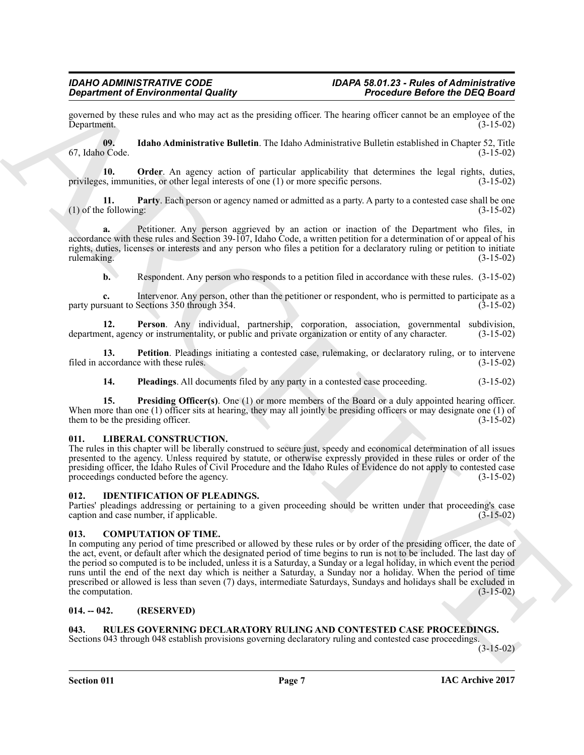governed by these rules and who may act as the presiding officer. The hearing officer cannot be an employee of the Department. (3-15-02)

**09. Idaho Administrative Bulletin**. The Idaho Administrative Bulletin established in Chapter 52, Title 67, Idaho Code. (3-15-02)

**10. Order**. An agency action of particular applicability that determines the legal rights, duties, privileges, immunities, or other legal interests of one (1) or more specific persons. (3-15-02)

**11. Party**. Each person or agency named or admitted as a party. A party to a contested case shall be one (1) of the following: (3-15-02)

**a.** Petitioner. Any person aggrieved by an action or inaction of the Department who files, in accordance with these rules and Section 39-107, Idaho Code, a written petition for a determination of or appeal of his rights, duties, licenses or interests and any person who files a petition for a declaratory ruling or petition to initiate rulemaking. (3-15-02)

**b.** Respondent. Any person who responds to a petition filed in accordance with these rules. (3-15-02)

**c.** Intervenor. Any person, other than the petitioner or respondent, who is permitted to participate as a party pursuant to Sections 350 through 354. (3-15-02)

**12. Person**. Any individual, partnership, corporation, association, governmental subdivision, department, agency or instrumentality, or public and private organization or entity of any character. (3-15-02)

**13. Petition**. Pleadings initiating a contested case, rulemaking, or declaratory ruling, or to intervene filed in accordance with these rules. (3-15-02)

**14. Pleadings**. All documents filed by any party in a contested case proceeding. (3-15-02)

**15. Presiding Officer(s)**. One (1) or more members of the Board or a duly appointed hearing officer. When more than one (1) officer sits at hearing, they may all jointly be presiding officers or may designate one (1) of them to be the presiding officer. (3-15-02)

## 011. LIBERAL CONSTRUCTION.

The rules in this chapter will be liberally construed to secure just, speedy and economical determination of all issues presented to the agency. Unless required by statute, or otherwise expressly provided in these rules or order of the presiding officer, the Idaho Rules of Civil Procedure and the Idaho Rules of Evidence do not apply to contested case proceedings conducted before the agency. (3-15-02)

## 012. IDENTIFICATION OF PLEADINGS.

Parties' pleadings addressing or pertaining to a given proceeding should be written under that proceeding's case caption and case number, if applicable. (3-15-02)

## 013. COMPUTATION OF TIME.

In computing any period of time prescribed or allowed by these rules or by order of the presiding officer, the date of the act, event, or default after which the designated period of time begins to run is not to be included. The last day of the period so computed is to be included, unless it is a Saturday, a Sunday or a legal holiday, in which event the period runs until the end of the next day which is neither a Saturday, a Sunday nor a holiday. When the period of time prescribed or allowed is less than seven (7) days, intermediate Saturdays, Sundays and holidays shall be excluded in the computation. (3-15-02)

## 014. -- 042. (RESERVED)

## 043. RULES GOVERNING DECLARATORY RULING AND CONTESTED CASE PROCEEDINGS.

Sections 043 through 048 establish provisions governing declaratory ruling and contested case proceedings. (3-15-02)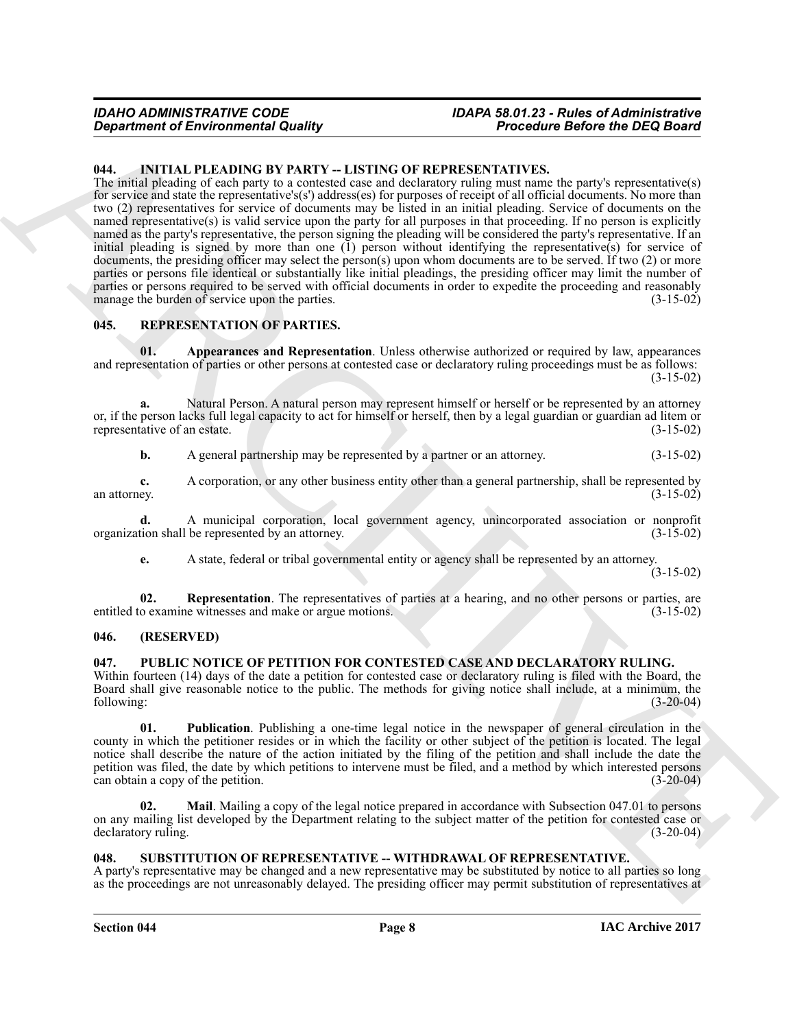### 044. INITIAL PLEADING BY PARTY -- LISTING OF REPRESENTATIVES.

The initial pleading of each party to a contested case and declaratory ruling must name the party's representative(s) for service and state the representative's(s') address(es) for purposes of receipt of all official documents. No more than two (2) representatives for service of documents may be listed in an initial pleading. Service of documents on the named representative(s) is valid service upon the party for all purposes in that proceeding. If no person is explicitly named as the party's representative, the person signing the pleading will be considered the party's representative. If an initial pleading is signed by more than one (1) person without identifying the representative(s) for service of documents, the presiding officer may select the person(s) upon whom documents are to be served. If two (2) or more parties or persons file identical or substantially like initial pleadings, the presiding officer may limit the number of parties or persons required to be served with official documents in order to expedite the proceeding and reasonably manage the burden of service upon the parties. (3-15-02)

### 045. REPRESENTATION OF PARTIES.

**01. Appearances and Representation**. Unless otherwise authorized or required by law, appearances and representation of parties or other persons at contested case or declaratory ruling proceedings must be as follows: (3-15-02)

**a.** Natural Person. A natural person may represent himself or herself or be represented by an attorney or, if the person lacks full legal capacity to act for himself or herself, then by a legal guardian or guardian ad litem or representative of an estate. (3-15-02)

**b.** A general partnership may be represented by a partner or an attorney. (3-15-02)

**c.** A corporation, or any other business entity other than a general partnership, shall be represented by an attorney. (3-15-02)

**d.** A municipal corporation, local government agency, unincorporated association or nonprofit organization shall be represented by an attorney. (3-15-02)

**e.** A state, federal or tribal governmental entity or agency shall be represented by an attorney. (3-15-02)

**02. Representation**. The representatives of parties at a hearing, and no other persons or parties, are entitled to examine witnesses and make or argue motions. (3-15-02)

### 046. (RESERVED)

### 047. PUBLIC NOTICE OF PETITION FOR CONTESTED CASE AND DECLARATORY RULING.

Within fourteen (14) days of the date a petition for contested case or declaratory ruling is filed with the Board, the Board shall give reasonable notice to the public. The methods for giving notice shall include, at a minimum, the following: (3-20-04)

**01. Publication**. Publishing a one-time legal notice in the newspaper of general circulation in the county in which the petitioner resides or in which the facility or other subject of the petition is located. The legal notice shall describe the nature of the action initiated by the filing of the petition and shall include the date the petition was filed, the date by which petitions to intervene must be filed, and a method by which interested persons can obtain a copy of the petition. (3-20-04)

**02. Mail**. Mailing a copy of the legal notice prepared in accordance with Subsection 047.01 to persons on any mailing list developed by the Department relating to the subject matter of the petition for contested case or declaratory ruling. (3-20-04)

### 048. SUBSTITUTION OF REPRESENTATIVE -- WITHDRAWAL OF REPRESENTATIVE.

A party's representative may be changed and a new representative may be substituted by notice to all parties so long as the proceedings are not unreasonably delayed. The presiding officer may permit substitution of representatives at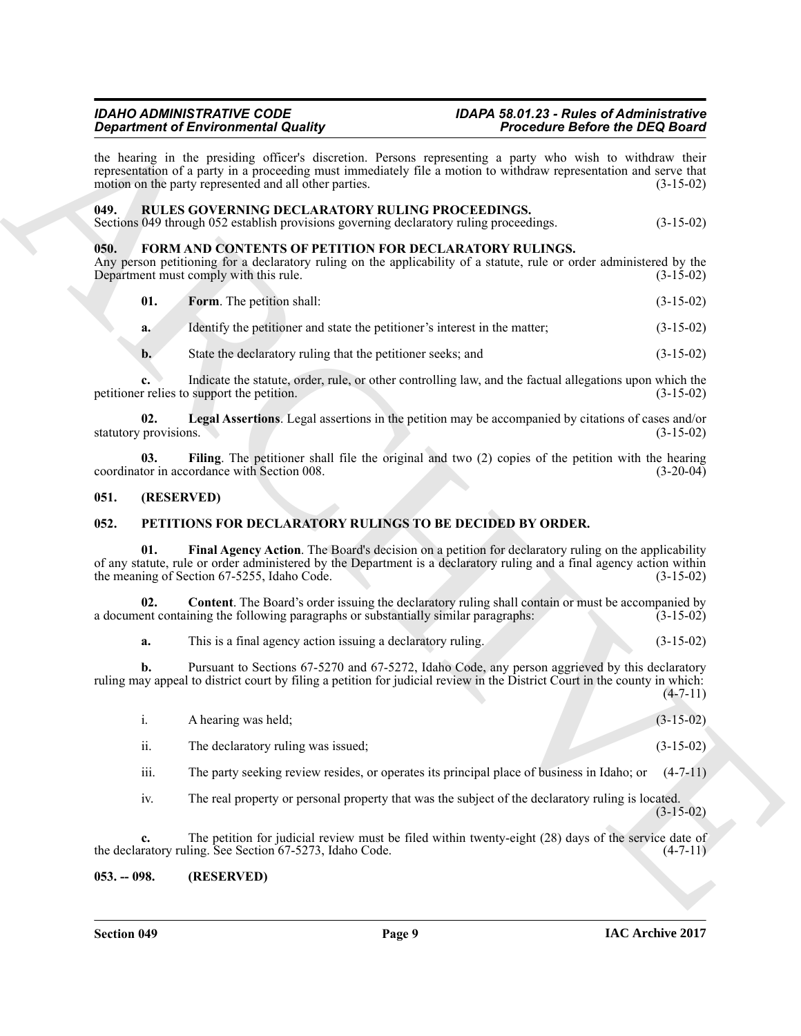the hearing in the presiding officer's discretion. Persons representing a party who wish to withdraw their representation of a party in a proceeding must immediately file a motion to withdraw representation and serve that motion on the party represented and all other parties. (3-15-02)

### 049. RULES GOVERNING DECLARATORY RULING PROCEEDINGS.

Sections 049 through 052 establish provisions governing declaratory ruling proceedings. (3-15-02)

### 050. FORM AND CONTENTS OF PETITION FOR DECLARATORY RULINGS.

Any person petitioning for a declaratory ruling on the applicability of a statute, rule or order administered by the Department must comply with this rule. (3-15-02)

**01. Form**. The petition shall: (3-15-02)

**a.** Identify the petitioner and state the petitioner's interest in the matter; (3-15-02)

**b.** State the declaratory ruling that the petitioner seeks; and (3-15-02)

**c.** Indicate the statute, order, rule, or other controlling law, and the factual allegations upon which the petitioner relies to support the petition. (3-15-02)

**02. Legal Assertions**. Legal assertions in the petition may be accompanied by citations of cases and/or statutory provisions. (3-15-02)

**03. Filing**. The petitioner shall file the original and two (2) copies of the petition with the hearing coordinator in accordance with Section 008. (3-20-04)

### 051. (RESERVED)

### 052. PETITIONS FOR DECLARATORY RULINGS TO BE DECIDED BY ORDER.

**01. Final Agency Action**. The Board's decision on a petition for declaratory ruling on the applicability of any statute, rule or order administered by the Department is a declaratory ruling and a final agency action within the meaning of Section 67-5255, Idaho Code. (3-15-02)

**02. Content**. The Board's order issuing the declaratory ruling shall contain or must be accompanied by a document containing the following paragraphs or substantially similar paragraphs: (3-15-02)

**a.** This is a final agency action issuing a declaratory ruling. (3-15-02)

**b.** Pursuant to Sections 67-5270 and 67-5272, Idaho Code, any person aggrieved by this declaratory ruling may appeal to district court by filing a petition for judicial review in the District Court in the county in which: (4-7-11)

i. A hearing was held; (3-15-02)

ii. The declaratory ruling was issued; (3-15-02)

iii. The party seeking review resides, or operates its principal place of business in Idaho; or (4-7-11)

iv. The real property or personal property that was the subject of the declaratory ruling is located. (3-15-02)

**c.** The petition for judicial review must be filed within twenty-eight (28) days of the service date of the declaratory ruling. See Section 67-5273, Idaho Code. (4-7-11)

### 053. -- 098. (RESERVED)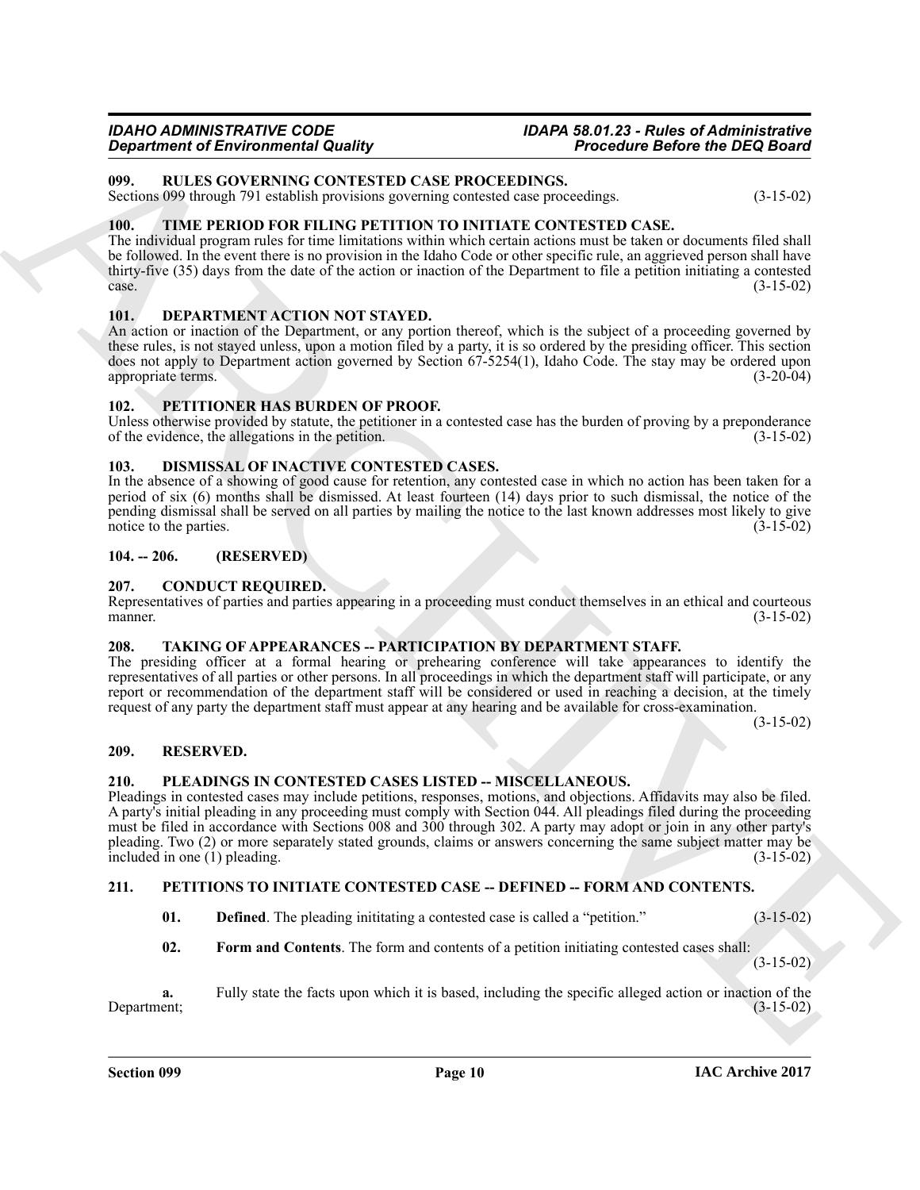## 099. RULES GOVERNING CONTESTED CASE PROCEEDINGS.

Sections 099 through 791 establish provisions governing contested case proceedings. (3-15-02)

## 100. TIME PERIOD FOR FILING PETITION TO INITIATE CONTESTED CASE.

The individual program rules for time limitations within which certain actions must be taken or documents filed shall be followed. In the event there is no provision in the Idaho Code or other specific rule, an aggrieved person shall have thirty-five (35) days from the date of the action or inaction of the Department to file a petition initiating a contested case. (3-15-02)

## 101. DEPARTMENT ACTION NOT STAYED.

An action or inaction of the Department, or any portion thereof, which is the subject of a proceeding governed by these rules, is not stayed unless, upon a motion filed by a party, it is so ordered by the presiding officer. This section does not apply to Department action governed by Section 67-5254(1), Idaho Code. The stay may be ordered upon appropriate terms. (3-20-04)

## 102. PETITIONER HAS BURDEN OF PROOF.

Unless otherwise provided by statute, the petitioner in a contested case has the burden of proving by a preponderance of the evidence, the allegations in the petition. (3-15-02)

## 103. DISMISSAL OF INACTIVE CONTESTED CASES.

In the absence of a showing of good cause for retention, any contested case in which no action has been taken for a period of six (6) months shall be dismissed. At least fourteen (14) days prior to such dismissal, the notice of the pending dismissal shall be served on all parties by mailing the notice to the last known addresses most likely to give notice to the parties. (3-15-02)

## 104. -- 206. (RESERVED)

## 207. CONDUCT REQUIRED.

Representatives of parties and parties appearing in a proceeding must conduct themselves in an ethical and courteous manner. (3-15-02)

## 208. TAKING OF APPEARANCES -- PARTICIPATION BY DEPARTMENT STAFF.

The presiding officer at a formal hearing or prehearing conference will take appearances to identify the representatives of all parties or other persons. In all proceedings in which the department staff will participate, or any report or recommendation of the department staff will be considered or used in reaching a decision, at the timely request of any party the department staff must appear at any hearing and be available for cross-examination. (3-15-02)

## 209. RESERVED.

## 210. PLEADINGS IN CONTESTED CASES LISTED -- MISCELLANEOUS.

Pleadings in contested cases may include petitions, responses, motions, and objections. Affidavits may also be filed. A party's initial pleading in any proceeding must comply with Section 044. All pleadings filed during the proceeding must be filed in accordance with Sections 008 and 300 through 302. A party may adopt or join in any other party's pleading. Two (2) or more separately stated grounds, claims or answers concerning the same subject matter may be included in one (1) pleading. (3-15-02)

## 211. PETITIONS TO INITIATE CONTESTED CASE -- DEFINED -- FORM AND CONTENTS.

**01. Defined**. The pleading inititating a contested case is called a "petition." (3-15-02)

**02. Form and Contents**. The form and contents of a petition initiating contested cases shall: (3-15-02)

**a.** Fully state the facts upon which it is based, including the specific alleged action or inaction of the Department; (3-15-02)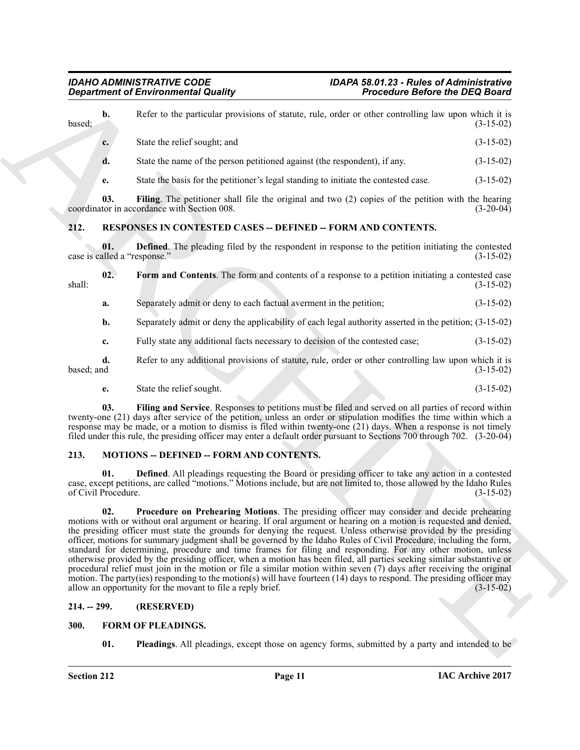**b.** Refer to the particular provisions of statute, rule, order or other controlling law upon which it is based; (3-15-02)

**c.** State the relief sought; and (3-15-02)

**d.** State the name of the person petitioned against (the respondent), if any. (3-15-02)

**e.** State the basis for the petitioner's legal standing to initiate the contested case. (3-15-02)

**03. Filing**. The petitioner shall file the original and two (2) copies of the petition with the hearing coordinator in accordance with Section 008. (3-20-04)

## 212. RESPONSES IN CONTESTED CASES -- DEFINED -- FORM AND CONTENTS.

**01. Defined**. The pleading filed by the respondent in response to the petition initiating the contested case is called a "response." (3-15-02)

**02. Form and Contents**. The form and contents of a response to a petition initiating a contested case shall: (3-15-02)

**a.** Separately admit or deny to each factual averment in the petition; (3-15-02)

**b.** Separately admit or deny the applicability of each legal authority asserted in the petition; (3-15-02)

**c.** Fully state any additional facts necessary to decision of the contested case; (3-15-02)

**d.** Refer to any additional provisions of statute, rule, order or other controlling law upon which it is based; and (3-15-02)

**e.** State the relief sought. (3-15-02)

**03. Filing and Service**. Responses to petitions must be filed and served on all parties of record within twenty-one (21) days after service of the petition, unless an order or stipulation modifies the time within which a response may be made, or a motion to dismiss is filed within twenty-one (21) days. When a response is not timely filed under this rule, the presiding officer may enter a default order pursuant to Sections 700 through 702. (3-20-04)

## 213. MOTIONS -- DEFINED -- FORM AND CONTENTS.

**01. Defined**. All pleadings requesting the Board or presiding officer to take any action in a contested case, except petitions, are called "motions." Motions include, but are not limited to, those allowed by the Idaho Rules of Civil Procedure. (3-15-02)

**02. Procedure on Prehearing Motions**. The presiding officer may consider and decide prehearing motions with or without oral argument or hearing. If oral argument or hearing on a motion is requested and denied, the presiding officer must state the grounds for denying the request. Unless otherwise provided by the presiding officer, motions for summary judgment shall be governed by the Idaho Rules of Civil Procedure, including the form, standard for determining, procedure and time frames for filing and responding. For any other motion, unless otherwise provided by the presiding officer, when a motion has been filed, all parties seeking similar substantive or procedural relief must join in the motion or file a similar motion within seven (7) days after receiving the original motion. The party(ies) responding to the motion(s) will have fourteen (14) days to respond. The presiding officer may allow an opportunity for the movant to file a reply brief. (3-15-02)

## 214. -- 299. (RESERVED)

## 300. FORM OF PLEADINGS.

**01. Pleadings**. All pleadings, except those on agency forms, submitted by a party and intended to be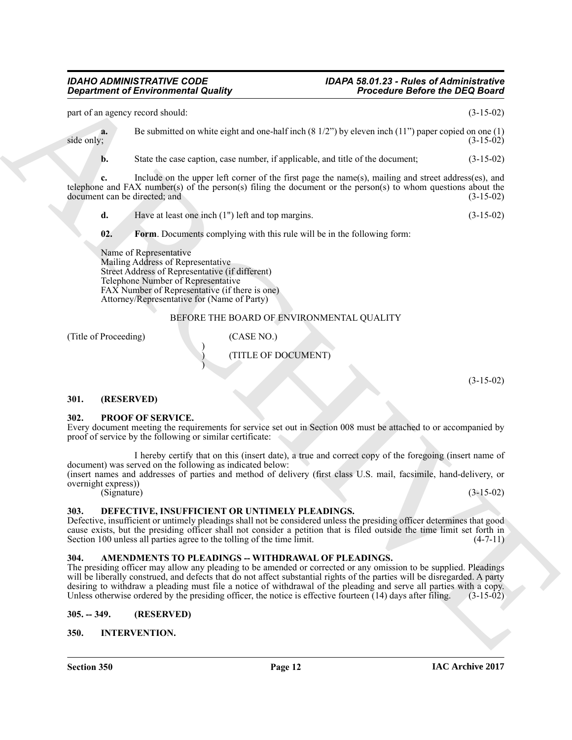part of an agency record should: (3-15-02)

**a.** Be submitted on white eight and one-half inch (8 1/2") by eleven inch (11") paper copied on one (1) side only; (3-15-02)

**b.** State the case caption, case number, if applicable, and title of the document; (3-15-02)

**c.** Include on the upper left corner of the first page the name(s), mailing and street address(es), and telephone and FAX number(s) of the person(s) filing the document or the person(s) to whom questions about the document can be directed; and (3-15-02)

**d.** Have at least one inch (1") left and top margins. (3-15-02)

**02. Form**. Documents complying with this rule will be in the following form:

Name of Representative
Mailing Address of Representative
Street Address of Representative (if different)
Telephone Number of Representative
FAX Number of Representative (if there is one)
Attorney/Representative for (Name of Party)

BEFORE THE BOARD OF ENVIRONMENTAL QUALITY

(Title of Proceeding) ) (CASE NO.)
) (TITLE OF DOCUMENT)
)

(3-15-02)

### 301. (RESERVED)

### 302. PROOF OF SERVICE.

Every document meeting the requirements for service set out in Section 008 must be attached to or accompanied by proof of service by the following or similar certificate:

I hereby certify that on this (insert date), a true and correct copy of the foregoing (insert name of document) was served on the following as indicated below:
(insert names and addresses of parties and method of delivery (first class U.S. mail, facsimile, hand-delivery, or overnight express))
(Signature) (3-15-02)

### 303. DEFECTIVE, INSUFFICIENT OR UNTIMELY PLEADINGS.

Defective, insufficient or untimely pleadings shall not be considered unless the presiding officer determines that good cause exists, but the presiding officer shall not consider a petition that is filed outside the time limit set forth in Section 100 unless all parties agree to the tolling of the time limit. (4-7-11)

### 304. AMENDMENTS TO PLEADINGS -- WITHDRAWAL OF PLEADINGS.

The presiding officer may allow any pleading to be amended or corrected or any omission to be supplied. Pleadings will be liberally construed, and defects that do not affect substantial rights of the parties will be disregarded. A party desiring to withdraw a pleading must file a notice of withdrawal of the pleading and serve all parties with a copy. Unless otherwise ordered by the presiding officer, the notice is effective fourteen (14) days after filing. (3-15-02)

### 305. -- 349. (RESERVED)

### 350. INTERVENTION.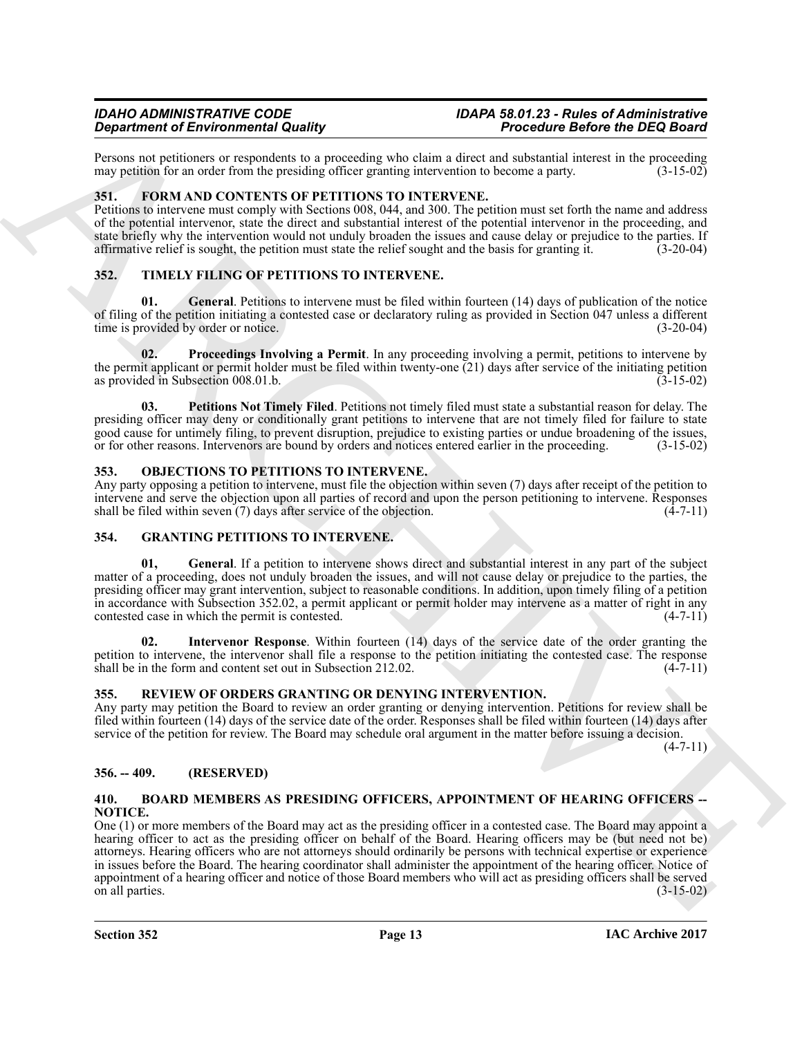Persons not petitioners or respondents to a proceeding who claim a direct and substantial interest in the proceeding may petition for an order from the presiding officer granting intervention to become a party. (3-15-02)

## 351. FORM AND CONTENTS OF PETITIONS TO INTERVENE.

Petitions to intervene must comply with Sections 008, 044, and 300. The petition must set forth the name and address of the potential intervenor, state the direct and substantial interest of the potential intervenor in the proceeding, and state briefly why the intervention would not unduly broaden the issues and cause delay or prejudice to the parties. If affirmative relief is sought, the petition must state the relief sought and the basis for granting it. (3-20-04)

## 352. TIMELY FILING OF PETITIONS TO INTERVENE.

**01. General**. Petitions to intervene must be filed within fourteen (14) days of publication of the notice of filing of the petition initiating a contested case or declaratory ruling as provided in Section 047 unless a different time is provided by order or notice. (3-20-04)

**02. Proceedings Involving a Permit**. In any proceeding involving a permit, petitions to intervene by the permit applicant or permit holder must be filed within twenty-one (21) days after service of the initiating petition as provided in Subsection 008.01.b. (3-15-02)

**03. Petitions Not Timely Filed**. Petitions not timely filed must state a substantial reason for delay. The presiding officer may deny or conditionally grant petitions to intervene that are not timely filed for failure to state good cause for untimely filing, to prevent disruption, prejudice to existing parties or undue broadening of the issues, or for other reasons. Intervenors are bound by orders and notices entered earlier in the proceeding. (3-15-02)

## 353. OBJECTIONS TO PETITIONS TO INTERVENE.

Any party opposing a petition to intervene, must file the objection within seven (7) days after receipt of the petition to intervene and serve the objection upon all parties of record and upon the person petitioning to intervene. Responses shall be filed within seven (7) days after service of the objection. (4-7-11)

## 354. GRANTING PETITIONS TO INTERVENE.

**01, General**. If a petition to intervene shows direct and substantial interest in any part of the subject matter of a proceeding, does not unduly broaden the issues, and will not cause delay or prejudice to the parties, the presiding officer may grant intervention, subject to reasonable conditions. In addition, upon timely filing of a petition in accordance with Subsection 352.02, a permit applicant or permit holder may intervene as a matter of right in any contested case in which the permit is contested. (4-7-11)

**02. Intervenor Response**. Within fourteen (14) days of the service date of the order granting the petition to intervene, the intervenor shall file a response to the petition initiating the contested case. The response shall be in the form and content set out in Subsection 212.02. (4-7-11)

## 355. REVIEW OF ORDERS GRANTING OR DENYING INTERVENTION.

Any party may petition the Board to review an order granting or denying intervention. Petitions for review shall be filed within fourteen (14) days of the service date of the order. Responses shall be filed within fourteen (14) days after service of the petition for review. The Board may schedule oral argument in the matter before issuing a decision. (4-7-11)

## 356. -- 409. (RESERVED)

## 410. BOARD MEMBERS AS PRESIDING OFFICERS, APPOINTMENT OF HEARING OFFICERS -- NOTICE.

One (1) or more members of the Board may act as the presiding officer in a contested case. The Board may appoint a hearing officer to act as the presiding officer on behalf of the Board. Hearing officers may be (but need not be) attorneys. Hearing officers who are not attorneys should ordinarily be persons with technical expertise or experience in issues before the Board. The hearing coordinator shall administer the appointment of the hearing officer. Notice of appointment of a hearing officer and notice of those Board members who will act as presiding officers shall be served on all parties. (3-15-02)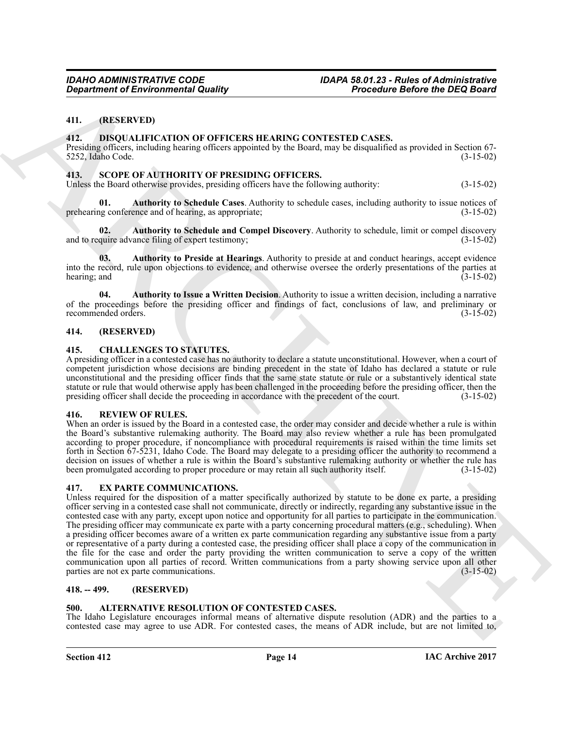## 411. (RESERVED)

## 412. DISQUALIFICATION OF OFFICERS HEARING CONTESTED CASES.

Presiding officers, including hearing officers appointed by the Board, may be disqualified as provided in Section 67-5252, Idaho Code. (3-15-02)

## 413. SCOPE OF AUTHORITY OF PRESIDING OFFICERS.

Unless the Board otherwise provides, presiding officers have the following authority: (3-15-02)

**01. Authority to Schedule Cases**. Authority to schedule cases, including authority to issue notices of prehearing conference and of hearing, as appropriate; (3-15-02)

**02. Authority to Schedule and Compel Discovery**. Authority to schedule, limit or compel discovery and to require advance filing of expert testimony; (3-15-02)

**03. Authority to Preside at Hearings**. Authority to preside at and conduct hearings, accept evidence into the record, rule upon objections to evidence, and otherwise oversee the orderly presentations of the parties at hearing; and (3-15-02)

**04. Authority to Issue a Written Decision**. Authority to issue a written decision, including a narrative of the proceedings before the presiding officer and findings of fact, conclusions of law, and preliminary or recommended orders. (3-15-02)

## 414. (RESERVED)

## 415. CHALLENGES TO STATUTES.

A presiding officer in a contested case has no authority to declare a statute unconstitutional. However, when a court of competent jurisdiction whose decisions are binding precedent in the state of Idaho has declared a statute or rule unconstitutional and the presiding officer finds that the same state statute or rule or a substantively identical state statute or rule that would otherwise apply has been challenged in the proceeding before the presiding officer, then the presiding officer shall decide the proceeding in accordance with the precedent of the court. (3-15-02)

## 416. REVIEW OF RULES.

When an order is issued by the Board in a contested case, the order may consider and decide whether a rule is within the Board's substantive rulemaking authority. The Board may also review whether a rule has been promulgated according to proper procedure, if noncompliance with procedural requirements is raised within the time limits set forth in Section 67-5231, Idaho Code. The Board may delegate to a presiding officer the authority to recommend a decision on issues of whether a rule is within the Board's substantive rulemaking authority or whether the rule has been promulgated according to proper procedure or may retain all such authority itself. (3-15-02)

## 417. EX PARTE COMMUNICATIONS.

Unless required for the disposition of a matter specifically authorized by statute to be done ex parte, a presiding officer serving in a contested case shall not communicate, directly or indirectly, regarding any substantive issue in the contested case with any party, except upon notice and opportunity for all parties to participate in the communication. The presiding officer may communicate ex parte with a party concerning procedural matters (e.g., scheduling). When a presiding officer becomes aware of a written ex parte communication regarding any substantive issue from a party or representative of a party during a contested case, the presiding officer shall place a copy of the communication in the file for the case and order the party providing the written communication to serve a copy of the written communication upon all parties of record. Written communications from a party showing service upon all other parties are not ex parte communications. (3-15-02)

## 418. -- 499. (RESERVED)

## 500. ALTERNATIVE RESOLUTION OF CONTESTED CASES.

The Idaho Legislature encourages informal means of alternative dispute resolution (ADR) and the parties to a contested case may agree to use ADR. For contested cases, the means of ADR include, but are not limited to,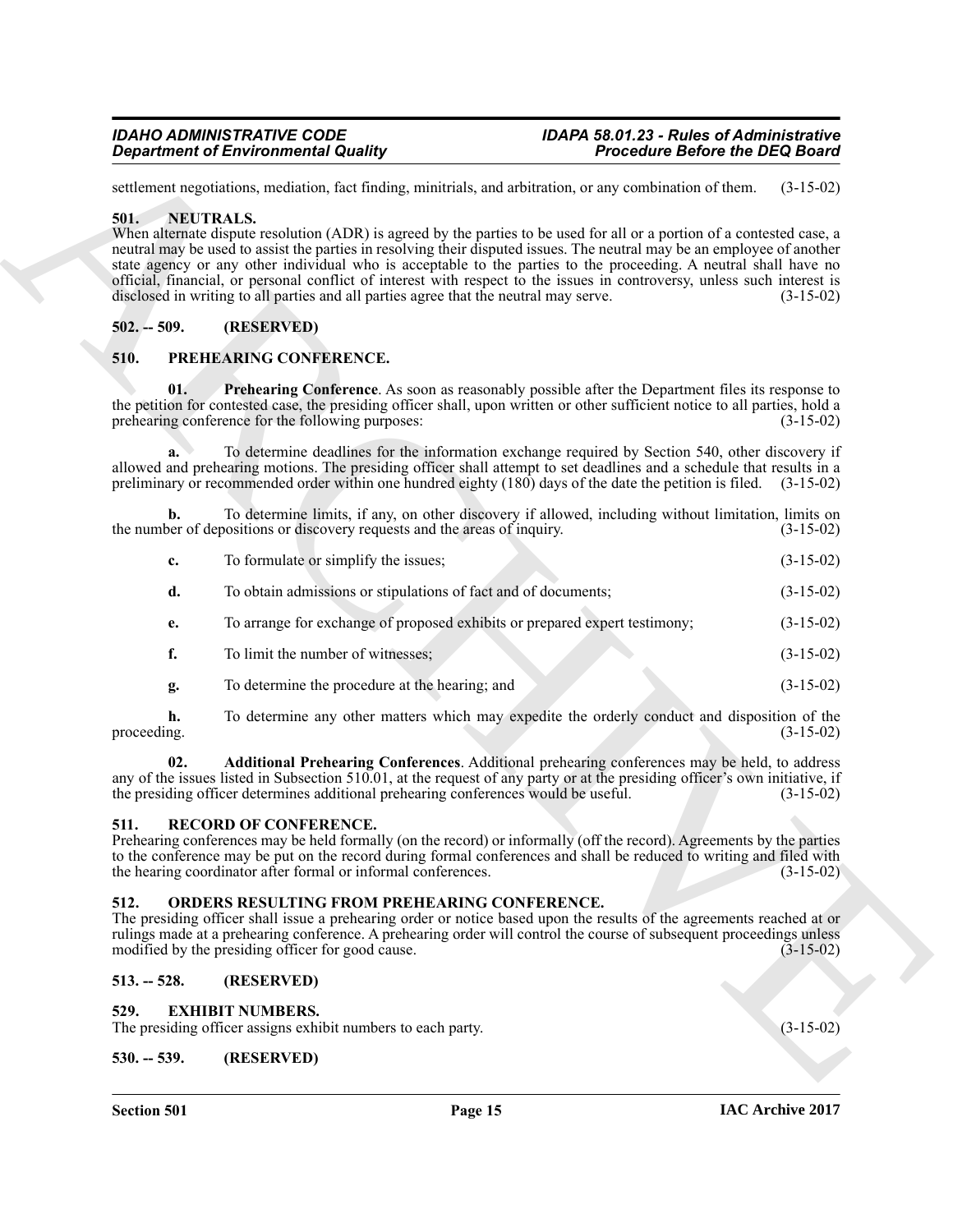settlement negotiations, mediation, fact finding, minitrials, and arbitration, or any combination of them. (3-15-02)

## 501. NEUTRALS.

When alternate dispute resolution (ADR) is agreed by the parties to be used for all or a portion of a contested case, a neutral may be used to assist the parties in resolving their disputed issues. The neutral may be an employee of another state agency or any other individual who is acceptable to the parties to the proceeding. A neutral shall have no official, financial, or personal conflict of interest with respect to the issues in controversy, unless such interest is disclosed in writing to all parties and all parties agree that the neutral may serve. (3-15-02)

## 502. -- 509. (RESERVED)

## 510. PREHEARING CONFERENCE.

**01. Prehearing Conference**. As soon as reasonably possible after the Department files its response to the petition for contested case, the presiding officer shall, upon written or other sufficient notice to all parties, hold a prehearing conference for the following purposes: (3-15-02)

**a.** To determine deadlines for the information exchange required by Section 540, other discovery if allowed and prehearing motions. The presiding officer shall attempt to set deadlines and a schedule that results in a preliminary or recommended order within one hundred eighty (180) days of the date the petition is filed. (3-15-02)

**b.** To determine limits, if any, on other discovery if allowed, including without limitation, limits on the number of depositions or discovery requests and the areas of inquiry. (3-15-02)

**c.** To formulate or simplify the issues; (3-15-02)

**d.** To obtain admissions or stipulations of fact and of documents; (3-15-02)

**e.** To arrange for exchange of proposed exhibits or prepared expert testimony; (3-15-02)

**f.** To limit the number of witnesses; (3-15-02)

**g.** To determine the procedure at the hearing; and (3-15-02)

**h.** To determine any other matters which may expedite the orderly conduct and disposition of the proceeding. (3-15-02)

**02. Additional Prehearing Conferences**. Additional prehearing conferences may be held, to address any of the issues listed in Subsection 510.01, at the request of any party or at the presiding officer's own initiative, if the presiding officer determines additional prehearing conferences would be useful. (3-15-02)

## 511. RECORD OF CONFERENCE.

Prehearing conferences may be held formally (on the record) or informally (off the record). Agreements by the parties to the conference may be put on the record during formal conferences and shall be reduced to writing and filed with the hearing coordinator after formal or informal conferences. (3-15-02)

## 512. ORDERS RESULTING FROM PREHEARING CONFERENCE.

The presiding officer shall issue a prehearing order or notice based upon the results of the agreements reached at or rulings made at a prehearing conference. A prehearing order will control the course of subsequent proceedings unless modified by the presiding officer for good cause. (3-15-02)

## 513. -- 528. (RESERVED)

## 529. EXHIBIT NUMBERS.

The presiding officer assigns exhibit numbers to each party. (3-15-02)

## 530. -- 539. (RESERVED)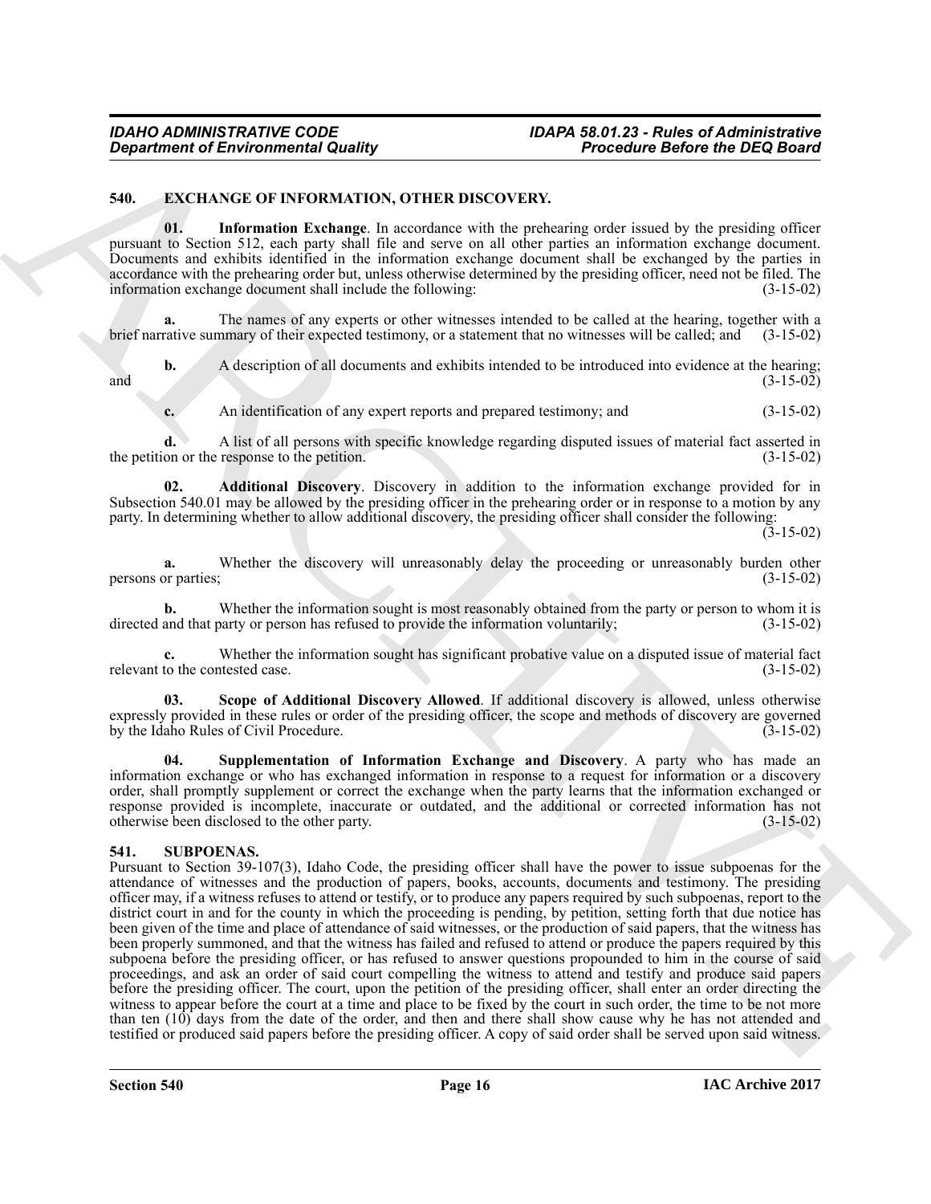## 540. EXCHANGE OF INFORMATION, OTHER DISCOVERY.

**01. Information Exchange**. In accordance with the prehearing order issued by the presiding officer pursuant to Section 512, each party shall file and serve on all other parties an information exchange document. Documents and exhibits identified in the information exchange document shall be exchanged by the parties in accordance with the prehearing order but, unless otherwise determined by the presiding officer, need not be filed. The information exchange document shall include the following: (3-15-02)

**a.** The names of any experts or other witnesses intended to be called at the hearing, together with a brief narrative summary of their expected testimony, or a statement that no witnesses will be called; and (3-15-02)

**b.** A description of all documents and exhibits intended to be introduced into evidence at the hearing; and (3-15-02)

**c.** An identification of any expert reports and prepared testimony; and (3-15-02)

**d.** A list of all persons with specific knowledge regarding disputed issues of material fact asserted in the petition or the response to the petition. (3-15-02)

**02. Additional Discovery**. Discovery in addition to the information exchange provided for in Subsection 540.01 may be allowed by the presiding officer in the prehearing order or in response to a motion by any party. In determining whether to allow additional discovery, the presiding officer shall consider the following: (3-15-02)

**a.** Whether the discovery will unreasonably delay the proceeding or unreasonably burden other persons or parties; (3-15-02)

**b.** Whether the information sought is most reasonably obtained from the party or person to whom it is directed and that party or person has refused to provide the information voluntarily; (3-15-02)

**c.** Whether the information sought has significant probative value on a disputed issue of material fact relevant to the contested case. (3-15-02)

**03. Scope of Additional Discovery Allowed**. If additional discovery is allowed, unless otherwise expressly provided in these rules or order of the presiding officer, the scope and methods of discovery are governed by the Idaho Rules of Civil Procedure. (3-15-02)

**04. Supplementation of Information Exchange and Discovery**. A party who has made an information exchange or who has exchanged information in response to a request for information or a discovery order, shall promptly supplement or correct the exchange when the party learns that the information exchanged or response provided is incomplete, inaccurate or outdated, and the additional or corrected information has not otherwise been disclosed to the other party. (3-15-02)

## 541. SUBPOENAS.

Pursuant to Section 39-107(3), Idaho Code, the presiding officer shall have the power to issue subpoenas for the attendance of witnesses and the production of papers, books, accounts, documents and testimony. The presiding officer may, if a witness refuses to attend or testify, or to produce any papers required by such subpoenas, report to the district court in and for the county in which the proceeding is pending, by petition, setting forth that due notice has been given of the time and place of attendance of said witnesses, or the production of said papers, that the witness has been properly summoned, and that the witness has failed and refused to attend or produce the papers required by this subpoena before the presiding officer, or has refused to answer questions propounded to him in the course of said proceedings, and ask an order of said court compelling the witness to attend and testify and produce said papers before the presiding officer. The court, upon the petition of the presiding officer, shall enter an order directing the witness to appear before the court at a time and place to be fixed by the court in such order, the time to be not more than ten (10) days from the date of the order, and then and there shall show cause why he has not attended and testified or produced said papers before the presiding officer. A copy of said order shall be served upon said witness.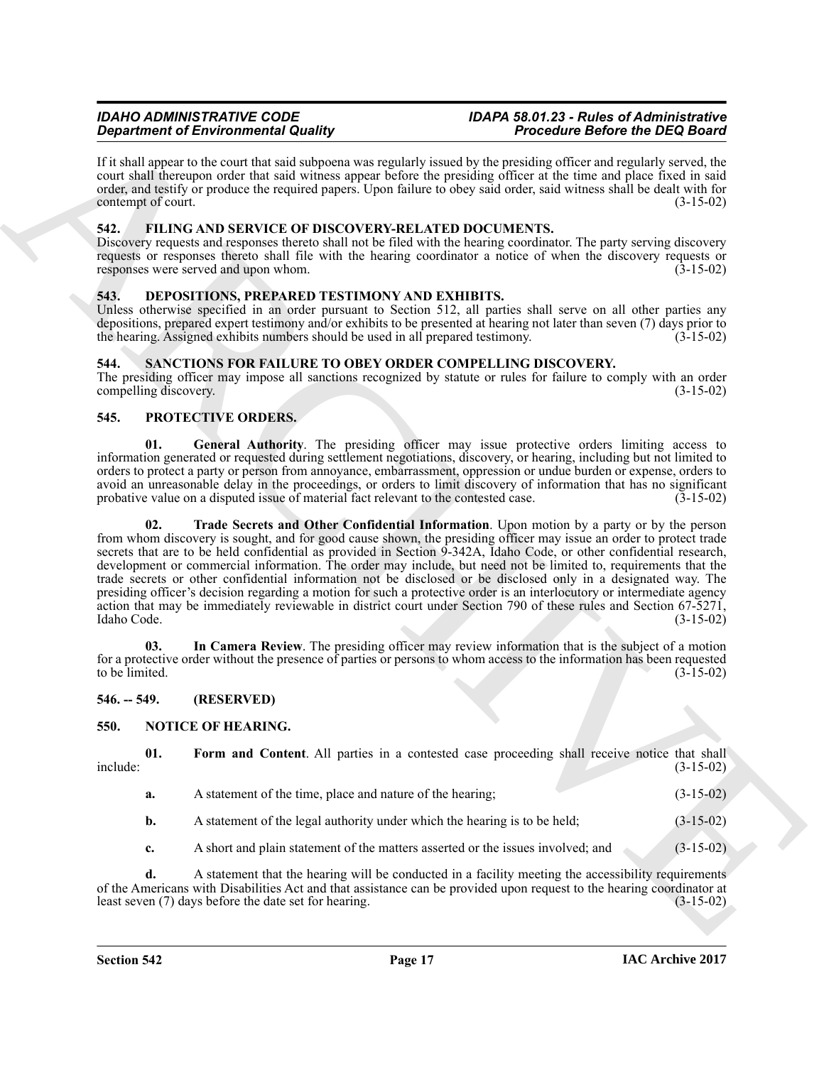If it shall appear to the court that said subpoena was regularly issued by the presiding officer and regularly served, the court shall thereupon order that said witness appear before the presiding officer at the time and place fixed in said order, and testify or produce the required papers. Upon failure to obey said order, said witness shall be dealt with for contempt of court. (3-15-02)

### 542. FILING AND SERVICE OF DISCOVERY-RELATED DOCUMENTS.

Discovery requests and responses thereto shall not be filed with the hearing coordinator. The party serving discovery requests or responses thereto shall file with the hearing coordinator a notice of when the discovery requests or responses were served and upon whom. (3-15-02)

### 543. DEPOSITIONS, PREPARED TESTIMONY AND EXHIBITS.

Unless otherwise specified in an order pursuant to Section 512, all parties shall serve on all other parties any depositions, prepared expert testimony and/or exhibits to be presented at hearing not later than seven (7) days prior to the hearing. Assigned exhibits numbers should be used in all prepared testimony. (3-15-02)

### 544. SANCTIONS FOR FAILURE TO OBEY ORDER COMPELLING DISCOVERY.

The presiding officer may impose all sanctions recognized by statute or rules for failure to comply with an order compelling discovery. (3-15-02)

### 545. PROTECTIVE ORDERS.

**01. General Authority**. The presiding officer may issue protective orders limiting access to information generated or requested during settlement negotiations, discovery, or hearing, including but not limited to orders to protect a party or person from annoyance, embarrassment, oppression or undue burden or expense, orders to avoid an unreasonable delay in the proceedings, or orders to limit discovery of information that has no significant probative value on a disputed issue of material fact relevant to the contested case. (3-15-02)

**02. Trade Secrets and Other Confidential Information**. Upon motion by a party or by the person from whom discovery is sought, and for good cause shown, the presiding officer may issue an order to protect trade secrets that are to be held confidential as provided in Section 9-342A, Idaho Code, or other confidential research, development or commercial information. The order may include, but need not be limited to, requirements that the trade secrets or other confidential information not be disclosed or be disclosed only in a designated way. The presiding officer's decision regarding a motion for such a protective order is an interlocutory or intermediate agency action that may be immediately reviewable in district court under Section 790 of these rules and Section 67-5271, Idaho Code. (3-15-02)

**03. In Camera Review**. The presiding officer may review information that is the subject of a motion for a protective order without the presence of parties or persons to whom access to the information has been requested to be limited. (3-15-02)

### 546. -- 549. (RESERVED)

### 550. NOTICE OF HEARING.

**01. Form and Content**. All parties in a contested case proceeding shall receive notice that shall include: (3-15-02)

**a.** A statement of the time, place and nature of the hearing; (3-15-02)

**b.** A statement of the legal authority under which the hearing is to be held; (3-15-02)

**c.** A short and plain statement of the matters asserted or the issues involved; and (3-15-02)

**d.** A statement that the hearing will be conducted in a facility meeting the accessibility requirements of the Americans with Disabilities Act and that assistance can be provided upon request to the hearing coordinator at least seven (7) days before the date set for hearing. (3-15-02)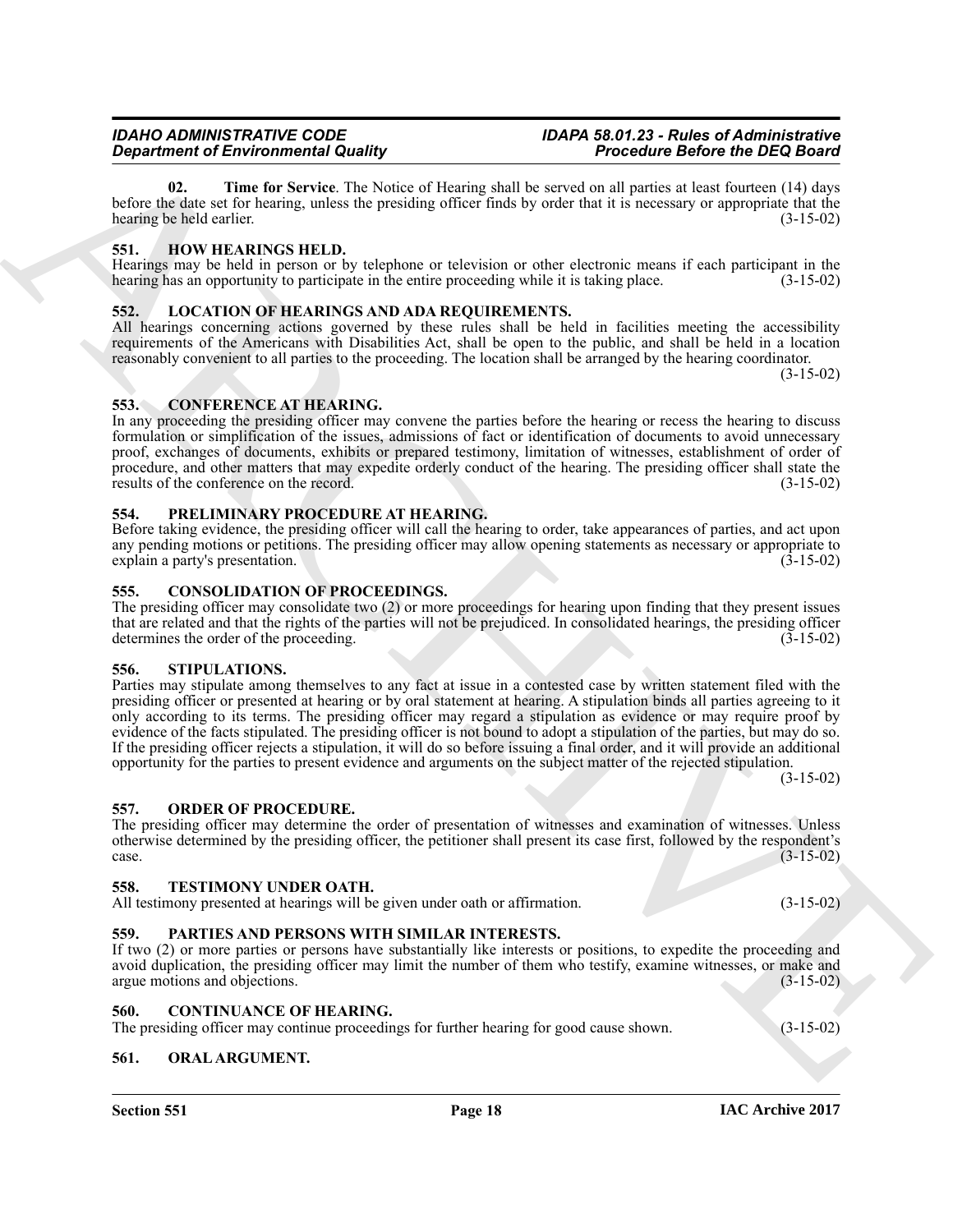**02. Time for Service**. The Notice of Hearing shall be served on all parties at least fourteen (14) days before the date set for hearing, unless the presiding officer finds by order that it is necessary or appropriate that the hearing be held earlier. (3-15-02)

### 551. HOW HEARINGS HELD.

Hearings may be held in person or by telephone or television or other electronic means if each participant in the hearing has an opportunity to participate in the entire proceeding while it is taking place. (3-15-02)

### 552. LOCATION OF HEARINGS AND ADA REQUIREMENTS.

All hearings concerning actions governed by these rules shall be held in facilities meeting the accessibility requirements of the Americans with Disabilities Act, shall be open to the public, and shall be held in a location reasonably convenient to all parties to the proceeding. The location shall be arranged by the hearing coordinator. (3-15-02)

### 553. CONFERENCE AT HEARING.

In any proceeding the presiding officer may convene the parties before the hearing or recess the hearing to discuss formulation or simplification of the issues, admissions of fact or identification of documents to avoid unnecessary proof, exchanges of documents, exhibits or prepared testimony, limitation of witnesses, establishment of order of procedure, and other matters that may expedite orderly conduct of the hearing. The presiding officer shall state the results of the conference on the record. (3-15-02)

### 554. PRELIMINARY PROCEDURE AT HEARING.

Before taking evidence, the presiding officer will call the hearing to order, take appearances of parties, and act upon any pending motions or petitions. The presiding officer may allow opening statements as necessary or appropriate to explain a party's presentation. (3-15-02)

### 555. CONSOLIDATION OF PROCEEDINGS.

The presiding officer may consolidate two (2) or more proceedings for hearing upon finding that they present issues that are related and that the rights of the parties will not be prejudiced. In consolidated hearings, the presiding officer determines the order of the proceeding. (3-15-02)

### 556. STIPULATIONS.

Parties may stipulate among themselves to any fact at issue in a contested case by written statement filed with the presiding officer or presented at hearing or by oral statement at hearing. A stipulation binds all parties agreeing to it only according to its terms. The presiding officer may regard a stipulation as evidence or may require proof by evidence of the facts stipulated. The presiding officer is not bound to adopt a stipulation of the parties, but may do so. If the presiding officer rejects a stipulation, it will do so before issuing a final order, and it will provide an additional opportunity for the parties to present evidence and arguments on the subject matter of the rejected stipulation. (3-15-02)

### 557. ORDER OF PROCEDURE.

The presiding officer may determine the order of presentation of witnesses and examination of witnesses. Unless otherwise determined by the presiding officer, the petitioner shall present its case first, followed by the respondent's case. (3-15-02)

### 558. TESTIMONY UNDER OATH.

All testimony presented at hearings will be given under oath or affirmation. (3-15-02)

### 559. PARTIES AND PERSONS WITH SIMILAR INTERESTS.

If two (2) or more parties or persons have substantially like interests or positions, to expedite the proceeding and avoid duplication, the presiding officer may limit the number of them who testify, examine witnesses, or make and argue motions and objections. (3-15-02)

### 560. CONTINUANCE OF HEARING.

The presiding officer may continue proceedings for further hearing for good cause shown. (3-15-02)

### 561. ORAL ARGUMENT.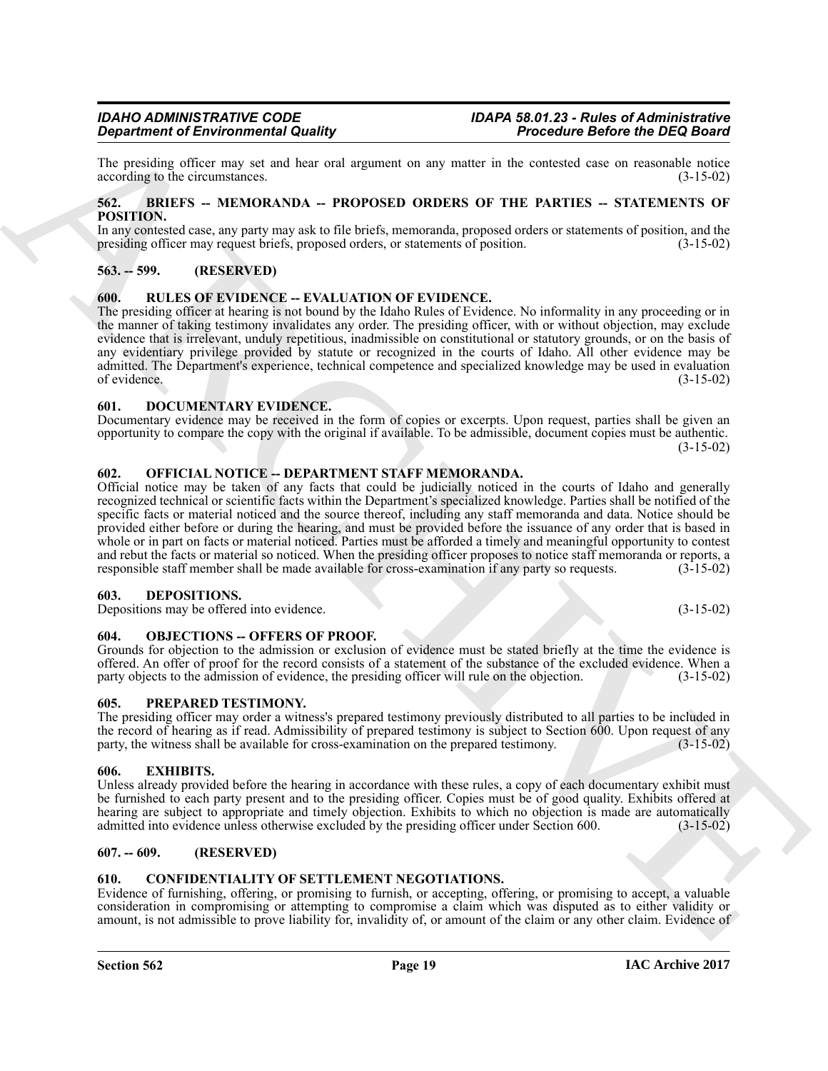The presiding officer may set and hear oral argument on any matter in the contested case on reasonable notice according to the circumstances. (3-15-02)

### 562. BRIEFS -- MEMORANDA -- PROPOSED ORDERS OF THE PARTIES -- STATEMENTS OF POSITION.

In any contested case, any party may ask to file briefs, memoranda, proposed orders or statements of position, and the presiding officer may request briefs, proposed orders, or statements of position. (3-15-02)

### 563. -- 599. (RESERVED)

### 600. RULES OF EVIDENCE -- EVALUATION OF EVIDENCE.

The presiding officer at hearing is not bound by the Idaho Rules of Evidence. No informality in any proceeding or in the manner of taking testimony invalidates any order. The presiding officer, with or without objection, may exclude evidence that is irrelevant, unduly repetitious, inadmissible on constitutional or statutory grounds, or on the basis of any evidentiary privilege provided by statute or recognized in the courts of Idaho. All other evidence may be admitted. The Department's experience, technical competence and specialized knowledge may be used in evaluation of evidence. (3-15-02)

### 601. DOCUMENTARY EVIDENCE.

Documentary evidence may be received in the form of copies or excerpts. Upon request, parties shall be given an opportunity to compare the copy with the original if available. To be admissible, document copies must be authentic. (3-15-02)

### 602. OFFICIAL NOTICE -- DEPARTMENT STAFF MEMORANDA.

Official notice may be taken of any facts that could be judicially noticed in the courts of Idaho and generally recognized technical or scientific facts within the Department's specialized knowledge. Parties shall be notified of the specific facts or material noticed and the source thereof, including any staff memoranda and data. Notice should be provided either before or during the hearing, and must be provided before the issuance of any order that is based in whole or in part on facts or material noticed. Parties must be afforded a timely and meaningful opportunity to contest and rebut the facts or material so noticed. When the presiding officer proposes to notice staff memoranda or reports, a responsible staff member shall be made available for cross-examination if any party so requests. (3-15-02)

### 603. DEPOSITIONS.

Depositions may be offered into evidence. (3-15-02)

### 604. OBJECTIONS -- OFFERS OF PROOF.

Grounds for objection to the admission or exclusion of evidence must be stated briefly at the time the evidence is offered. An offer of proof for the record consists of a statement of the substance of the excluded evidence. When a party objects to the admission of evidence, the presiding officer will rule on the objection. (3-15-02)

### 605. PREPARED TESTIMONY.

The presiding officer may order a witness's prepared testimony previously distributed to all parties to be included in the record of hearing as if read. Admissibility of prepared testimony is subject to Section 600. Upon request of any party, the witness shall be available for cross-examination on the prepared testimony. (3-15-02)

### 606. EXHIBITS.

Unless already provided before the hearing in accordance with these rules, a copy of each documentary exhibit must be furnished to each party present and to the presiding officer. Copies must be of good quality. Exhibits offered at hearing are subject to appropriate and timely objection. Exhibits to which no objection is made are automatically admitted into evidence unless otherwise excluded by the presiding officer under Section 600. (3-15-02)

### 607. -- 609. (RESERVED)

### 610. CONFIDENTIALITY OF SETTLEMENT NEGOTIATIONS.

Evidence of furnishing, offering, or promising to furnish, or accepting, offering, or promising to accept, a valuable consideration in compromising or attempting to compromise a claim which was disputed as to either validity or amount, is not admissible to prove liability for, invalidity of, or amount of the claim or any other claim. Evidence of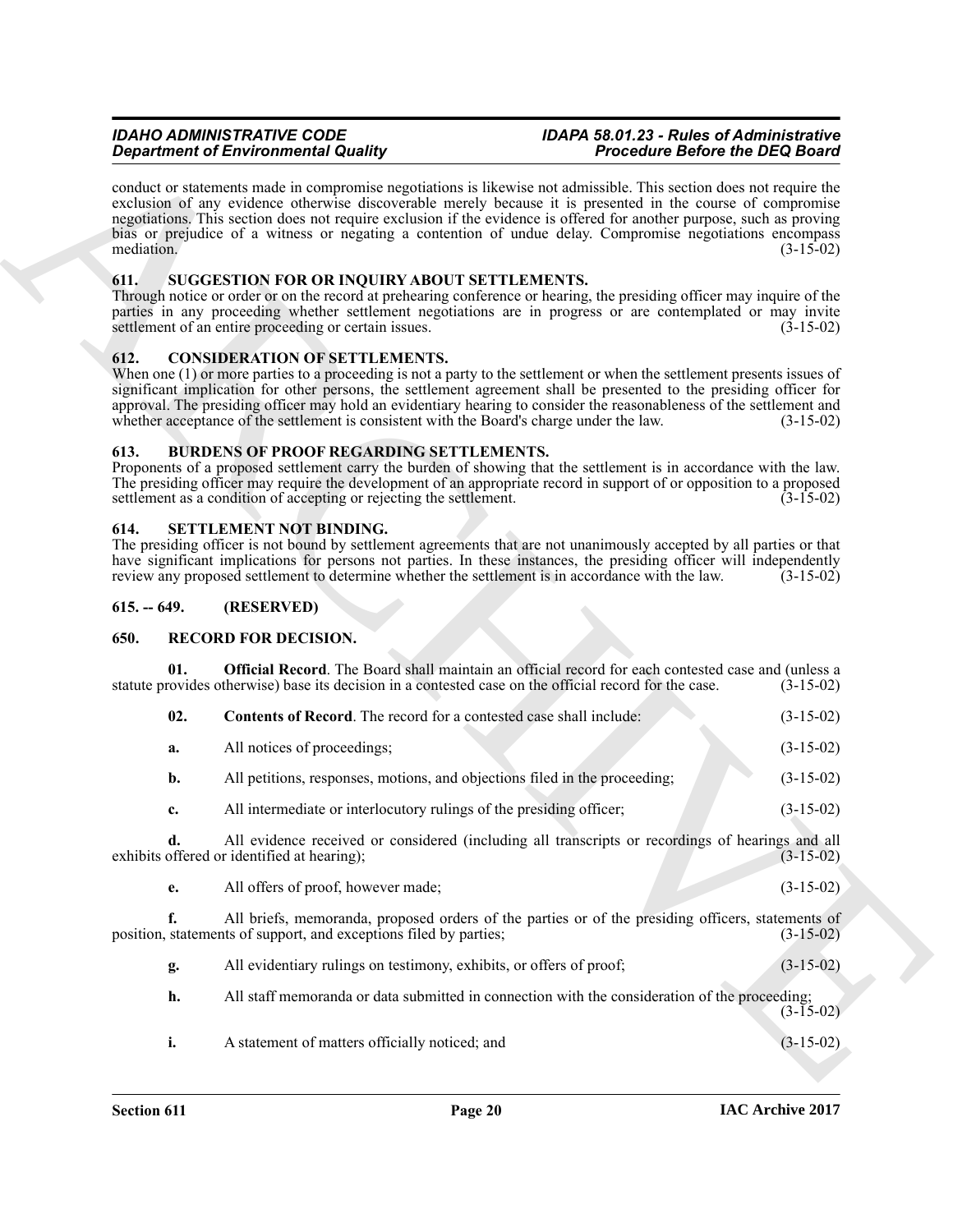conduct or statements made in compromise negotiations is likewise not admissible. This section does not require the exclusion of any evidence otherwise discoverable merely because it is presented in the course of compromise negotiations. This section does not require exclusion if the evidence is offered for another purpose, such as proving bias or prejudice of a witness or negating a contention of undue delay. Compromise negotiations encompass mediation. (3-15-02)

## 611. SUGGESTION FOR OR INQUIRY ABOUT SETTLEMENTS.

Through notice or order or on the record at prehearing conference or hearing, the presiding officer may inquire of the parties in any proceeding whether settlement negotiations are in progress or are contemplated or may invite settlement of an entire proceeding or certain issues. (3-15-02)

## 612. CONSIDERATION OF SETTLEMENTS.

When one (1) or more parties to a proceeding is not a party to the settlement or when the settlement presents issues of significant implication for other persons, the settlement agreement shall be presented to the presiding officer for approval. The presiding officer may hold an evidentiary hearing to consider the reasonableness of the settlement and whether acceptance of the settlement is consistent with the Board's charge under the law. (3-15-02)

## 613. BURDENS OF PROOF REGARDING SETTLEMENTS.

Proponents of a proposed settlement carry the burden of showing that the settlement is in accordance with the law. The presiding officer may require the development of an appropriate record in support of or opposition to a proposed settlement as a condition of accepting or rejecting the settlement. (3-15-02)

## 614. SETTLEMENT NOT BINDING.

The presiding officer is not bound by settlement agreements that are not unanimously accepted by all parties or that have significant implications for persons not parties. In these instances, the presiding officer will independently review any proposed settlement to determine whether the settlement is in accordance with the law. (3-15-02)

## 615. -- 649. (RESERVED)

## 650. RECORD FOR DECISION.

**01. Official Record**. The Board shall maintain an official record for each contested case and (unless a statute provides otherwise) base its decision in a contested case on the official record for the case. (3-15-02)

**02. Contents of Record**. The record for a contested case shall include: (3-15-02)

**a.** All notices of proceedings; (3-15-02)

**b.** All petitions, responses, motions, and objections filed in the proceeding; (3-15-02)

**c.** All intermediate or interlocutory rulings of the presiding officer; (3-15-02)

**d.** All evidence received or considered (including all transcripts or recordings of hearings and all exhibits offered or identified at hearing); (3-15-02)

**e.** All offers of proof, however made; (3-15-02)

**f.** All briefs, memoranda, proposed orders of the parties or of the presiding officers, statements of position, statements of support, and exceptions filed by parties; (3-15-02)

**g.** All evidentiary rulings on testimony, exhibits, or offers of proof; (3-15-02)

**h.** All staff memoranda or data submitted in connection with the consideration of the proceeding; (3-15-02)

**i.** A statement of matters officially noticed; and (3-15-02)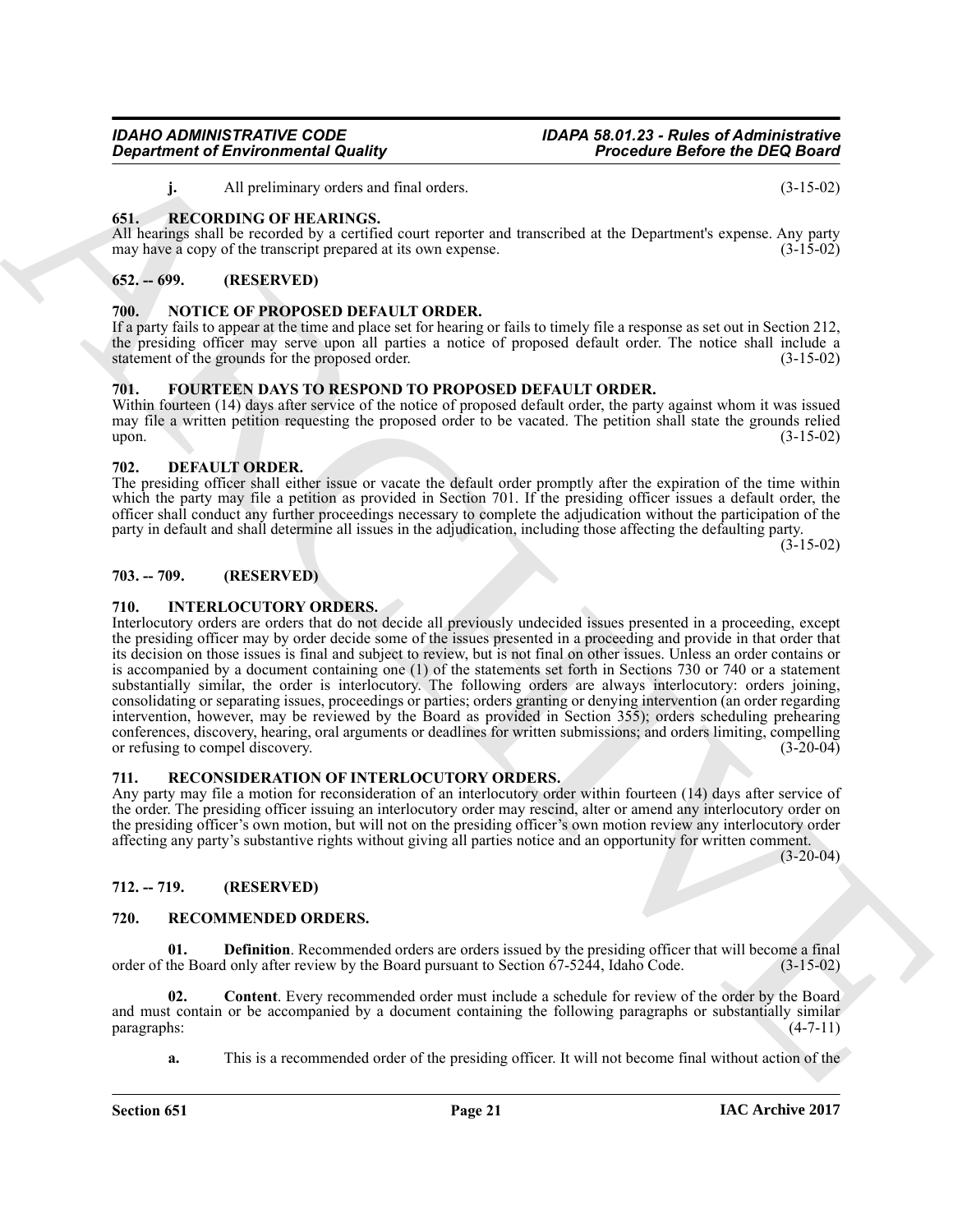**j.** All preliminary orders and final orders. (3-15-02)

### 651. RECORDING OF HEARINGS.

All hearings shall be recorded by a certified court reporter and transcribed at the Department's expense. Any party may have a copy of the transcript prepared at its own expense. (3-15-02)

### 652. -- 699. (RESERVED)

### 700. NOTICE OF PROPOSED DEFAULT ORDER.

If a party fails to appear at the time and place set for hearing or fails to timely file a response as set out in Section 212, the presiding officer may serve upon all parties a notice of proposed default order. The notice shall include a statement of the grounds for the proposed order. (3-15-02)

### 701. FOURTEEN DAYS TO RESPOND TO PROPOSED DEFAULT ORDER.

Within fourteen (14) days after service of the notice of proposed default order, the party against whom it was issued may file a written petition requesting the proposed order to be vacated. The petition shall state the grounds relied upon. (3-15-02)

### 702. DEFAULT ORDER.

The presiding officer shall either issue or vacate the default order promptly after the expiration of the time within which the party may file a petition as provided in Section 701. If the presiding officer issues a default order, the officer shall conduct any further proceedings necessary to complete the adjudication without the participation of the party in default and shall determine all issues in the adjudication, including those affecting the defaulting party. (3-15-02)

### 703. -- 709. (RESERVED)

### 710. INTERLOCUTORY ORDERS.

Interlocutory orders are orders that do not decide all previously undecided issues presented in a proceeding, except the presiding officer may by order decide some of the issues presented in a proceeding and provide in that order that its decision on those issues is final and subject to review, but is not final on other issues. Unless an order contains or is accompanied by a document containing one (1) of the statements set forth in Sections 730 or 740 or a statement substantially similar, the order is interlocutory. The following orders are always interlocutory: orders joining, consolidating or separating issues, proceedings or parties; orders granting or denying intervention (an order regarding intervention, however, may be reviewed by the Board as provided in Section 355); orders scheduling prehearing conferences, discovery, hearing, oral arguments or deadlines for written submissions; and orders limiting, compelling or refusing to compel discovery. (3-20-04)

### 711. RECONSIDERATION OF INTERLOCUTORY ORDERS.

Any party may file a motion for reconsideration of an interlocutory order within fourteen (14) days after service of the order. The presiding officer issuing an interlocutory order may rescind, alter or amend any interlocutory order on the presiding officer's own motion, but will not on the presiding officer's own motion review any interlocutory order affecting any party's substantive rights without giving all parties notice and an opportunity for written comment. (3-20-04)

### 712. -- 719. (RESERVED)

### 720. RECOMMENDED ORDERS.

**01. Definition**. Recommended orders are orders issued by the presiding officer that will become a final order of the Board only after review by the Board pursuant to Section 67-5244, Idaho Code. (3-15-02)

**02. Content**. Every recommended order must include a schedule for review of the order by the Board and must contain or be accompanied by a document containing the following paragraphs or substantially similar paragraphs: (4-7-11)

**a.** This is a recommended order of the presiding officer. It will not become final without action of the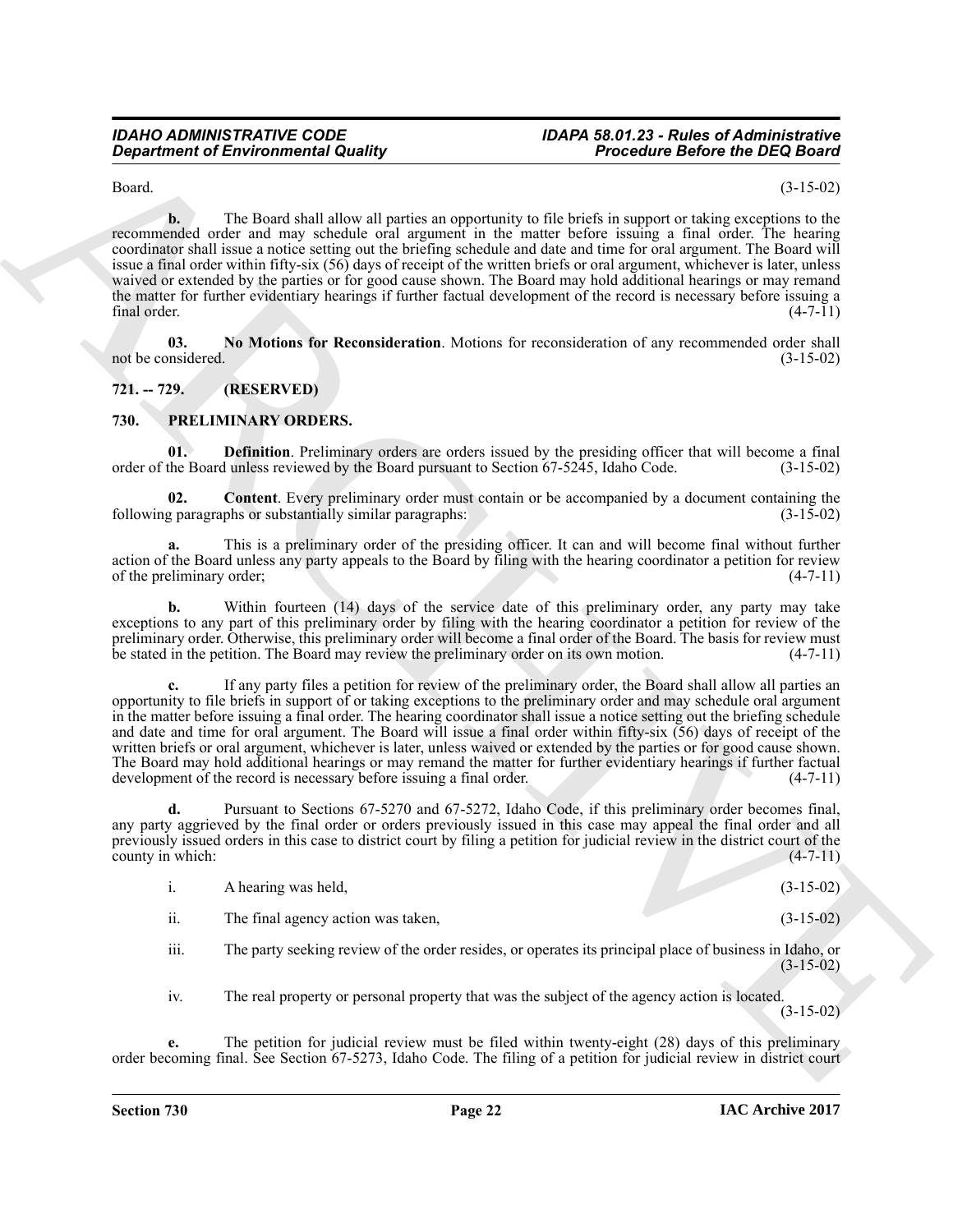Board. (3-15-02)

**b.** The Board shall allow all parties an opportunity to file briefs in support or taking exceptions to the recommended order and may schedule oral argument in the matter before issuing a final order. The hearing coordinator shall issue a notice setting out the briefing schedule and date and time for oral argument. The Board will issue a final order within fifty-six (56) days of receipt of the written briefs or oral argument, whichever is later, unless waived or extended by the parties or for good cause shown. The Board may hold additional hearings or may remand the matter for further evidentiary hearings if further factual development of the record is necessary before issuing a final order. (4-7-11)

**03. No Motions for Reconsideration**. Motions for reconsideration of any recommended order shall not be considered. (3-15-02)

## 721. -- 729. (RESERVED)

## 730. PRELIMINARY ORDERS.

**01. Definition**. Preliminary orders are orders issued by the presiding officer that will become a final order of the Board unless reviewed by the Board pursuant to Section 67-5245, Idaho Code. (3-15-02)

**02. Content**. Every preliminary order must contain or be accompanied by a document containing the following paragraphs or substantially similar paragraphs: (3-15-02)

**a.** This is a preliminary order of the presiding officer. It can and will become final without further action of the Board unless any party appeals to the Board by filing with the hearing coordinator a petition for review of the preliminary order; (4-7-11)

**b.** Within fourteen (14) days of the service date of this preliminary order, any party may take exceptions to any part of this preliminary order by filing with the hearing coordinator a petition for review of the preliminary order. Otherwise, this preliminary order will become a final order of the Board. The basis for review must be stated in the petition. The Board may review the preliminary order on its own motion. (4-7-11)

**c.** If any party files a petition for review of the preliminary order, the Board shall allow all parties an opportunity to file briefs in support of or taking exceptions to the preliminary order and may schedule oral argument in the matter before issuing a final order. The hearing coordinator shall issue a notice setting out the briefing schedule and date and time for oral argument. The Board will issue a final order within fifty-six (56) days of receipt of the written briefs or oral argument, whichever is later, unless waived or extended by the parties or for good cause shown. The Board may hold additional hearings or may remand the matter for further evidentiary hearings if further factual development of the record is necessary before issuing a final order. (4-7-11)

**d.** Pursuant to Sections 67-5270 and 67-5272, Idaho Code, if this preliminary order becomes final, any party aggrieved by the final order or orders previously issued in this case may appeal the final order and all previously issued orders in this case to district court by filing a petition for judicial review in the district court of the county in which: (4-7-11)

i. A hearing was held, (3-15-02)

ii. The final agency action was taken, (3-15-02)

iii. The party seeking review of the order resides, or operates its principal place of business in Idaho, or (3-15-02)

iv. The real property or personal property that was the subject of the agency action is located. (3-15-02)

**e.** The petition for judicial review must be filed within twenty-eight (28) days of this preliminary order becoming final. See Section 67-5273, Idaho Code. The filing of a petition for judicial review in district court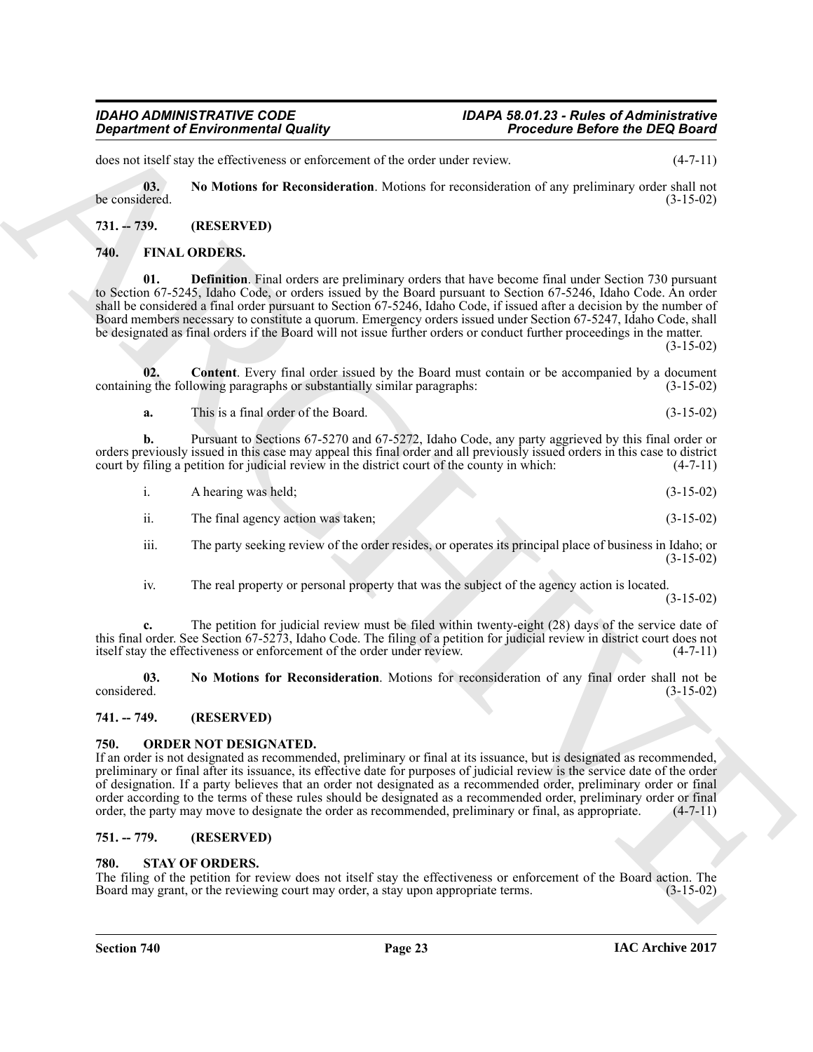does not itself stay the effectiveness or enforcement of the order under review. (4-7-11)

**03. No Motions for Reconsideration**. Motions for reconsideration of any preliminary order shall not be considered. (3-15-02)

## 731. -- 739. (RESERVED)

## 740. FINAL ORDERS.

**01. Definition**. Final orders are preliminary orders that have become final under Section 730 pursuant to Section 67-5245, Idaho Code, or orders issued by the Board pursuant to Section 67-5246, Idaho Code. An order shall be considered a final order pursuant to Section 67-5246, Idaho Code, if issued after a decision by the number of Board members necessary to constitute a quorum. Emergency orders issued under Section 67-5247, Idaho Code, shall be designated as final orders if the Board will not issue further orders or conduct further proceedings in the matter. (3-15-02)

**02. Content**. Every final order issued by the Board must contain or be accompanied by a document containing the following paragraphs or substantially similar paragraphs: (3-15-02)

**a.** This is a final order of the Board. (3-15-02)

**b.** Pursuant to Sections 67-5270 and 67-5272, Idaho Code, any party aggrieved by this final order or orders previously issued in this case may appeal this final order and all previously issued orders in this case to district court by filing a petition for judicial review in the district court of the county in which: (4-7-11)

i. A hearing was held; (3-15-02)

ii. The final agency action was taken; (3-15-02)

iii. The party seeking review of the order resides, or operates its principal place of business in Idaho; or (3-15-02)

iv. The real property or personal property that was the subject of the agency action is located. (3-15-02)

**c.** The petition for judicial review must be filed within twenty-eight (28) days of the service date of this final order. See Section 67-5273, Idaho Code. The filing of a petition for judicial review in district court does not itself stay the effectiveness or enforcement of the order under review. (4-7-11)

**03. No Motions for Reconsideration**. Motions for reconsideration of any final order shall not be considered. (3-15-02)

## 741. -- 749. (RESERVED)

## 750. ORDER NOT DESIGNATED.

If an order is not designated as recommended, preliminary or final at its issuance, but is designated as recommended, preliminary or final after its issuance, its effective date for purposes of judicial review is the service date of the order of designation. If a party believes that an order not designated as a recommended order, preliminary order or final order according to the terms of these rules should be designated as a recommended order, preliminary order or final order, the party may move to designate the order as recommended, preliminary or final, as appropriate. (4-7-11)

## 751. -- 779. (RESERVED)

## 780. STAY OF ORDERS.

The filing of the petition for review does not itself stay the effectiveness or enforcement of the Board action. The Board may grant, or the reviewing court may order, a stay upon appropriate terms. (3-15-02)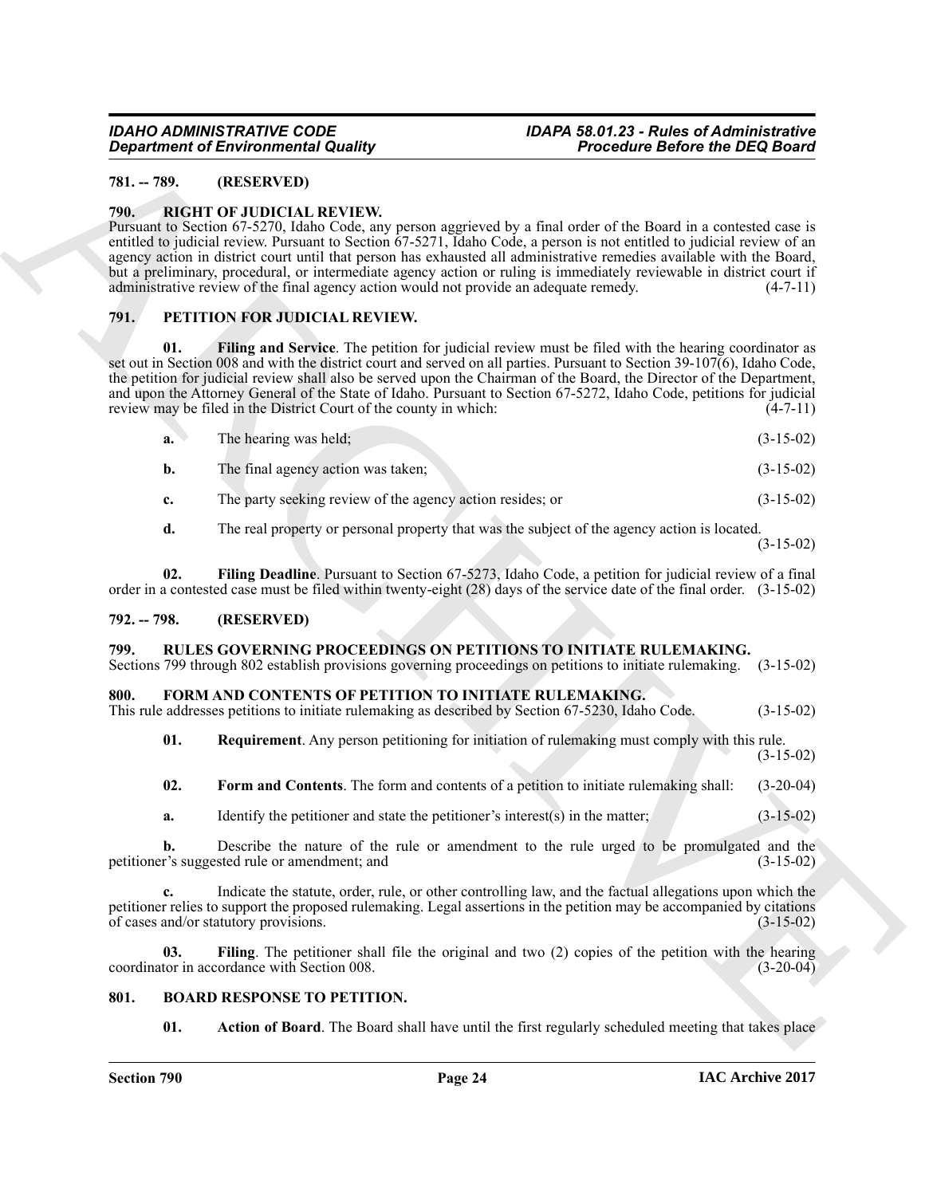**781. -- 789. (RESERVED)**

**790. RIGHT OF JUDICIAL REVIEW.**

Pursuant to Section 67-5270, Idaho Code, any person aggrieved by a final order of the Board in a contested case is entitled to judicial review. Pursuant to Section 67-5271, Idaho Code, a person is not entitled to judicial review of an agency action in district court until that person has exhausted all administrative remedies available with the Board, but a preliminary, procedural, or intermediate agency action or ruling is immediately reviewable in district court if administrative review of the final agency action would not provide an adequate remedy. (4-7-11)

**791. PETITION FOR JUDICIAL REVIEW.**

**01. Filing and Service**. The petition for judicial review must be filed with the hearing coordinator as set out in Section 008 and with the district court and served on all parties. Pursuant to Section 39-107(6), Idaho Code, the petition for judicial review shall also be served upon the Chairman of the Board, the Director of the Department, and upon the Attorney General of the State of Idaho. Pursuant to Section 67-5272, Idaho Code, petitions for judicial review may be filed in the District Court of the county in which: (4-7-11)

**a.** The hearing was held; (3-15-02)

**b.** The final agency action was taken; (3-15-02)

**c.** The party seeking review of the agency action resides; or (3-15-02)

**d.** The real property or personal property that was the subject of the agency action is located. (3-15-02)

**02. Filing Deadline**. Pursuant to Section 67-5273, Idaho Code, a petition for judicial review of a final order in a contested case must be filed within twenty-eight (28) days of the service date of the final order. (3-15-02)

**792. -- 798. (RESERVED)**

**799. RULES GOVERNING PROCEEDINGS ON PETITIONS TO INITIATE RULEMAKING.**

Sections 799 through 802 establish provisions governing proceedings on petitions to initiate rulemaking. (3-15-02)

**800. FORM AND CONTENTS OF PETITION TO INITIATE RULEMAKING.**

This rule addresses petitions to initiate rulemaking as described by Section 67-5230, Idaho Code. (3-15-02)

**01. Requirement**. Any person petitioning for initiation of rulemaking must comply with this rule. (3-15-02)

**02. Form and Contents**. The form and contents of a petition to initiate rulemaking shall: (3-20-04)

**a.** Identify the petitioner and state the petitioner's interest(s) in the matter; (3-15-02)

**b.** Describe the nature of the rule or amendment to the rule urged to be promulgated and the petitioner's suggested rule or amendment; and (3-15-02)

**c.** Indicate the statute, order, rule, or other controlling law, and the factual allegations upon which the petitioner relies to support the proposed rulemaking. Legal assertions in the petition may be accompanied by citations of cases and/or statutory provisions. (3-15-02)

**03. Filing**. The petitioner shall file the original and two (2) copies of the petition with the hearing coordinator in accordance with Section 008. (3-20-04)

**801. BOARD RESPONSE TO PETITION.**

**01. Action of Board**. The Board shall have until the first regularly scheduled meeting that takes place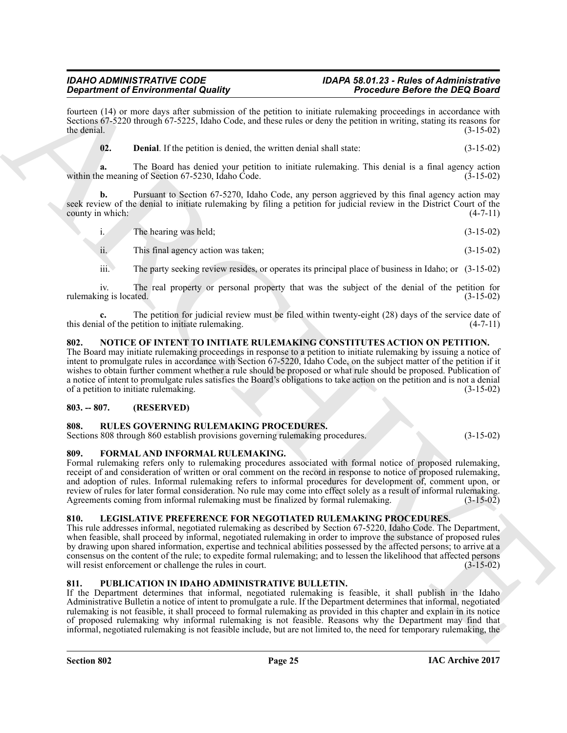fourteen (14) or more days after submission of the petition to initiate rulemaking proceedings in accordance with Sections 67-5220 through 67-5225, Idaho Code, and these rules or deny the petition in writing, stating its reasons for the denial. (3-15-02)

**02. Denial**. If the petition is denied, the written denial shall state: (3-15-02)

**a.** The Board has denied your petition to initiate rulemaking. This denial is a final agency action within the meaning of Section 67-5230, Idaho Code. (3-15-02)

**b.** Pursuant to Section 67-5270, Idaho Code, any person aggrieved by this final agency action may seek review of the denial to initiate rulemaking by filing a petition for judicial review in the District Court of the county in which: (4-7-11)

i. The hearing was held; (3-15-02)

ii. This final agency action was taken; (3-15-02)

iii. The party seeking review resides, or operates its principal place of business in Idaho; or (3-15-02)

iv. The real property or personal property that was the subject of the denial of the petition for rulemaking is located. (3-15-02)

**c.** The petition for judicial review must be filed within twenty-eight (28) days of the service date of this denial of the petition to initiate rulemaking. (4-7-11)

## 802. NOTICE OF INTENT TO INITIATE RULEMAKING CONSTITUTES ACTION ON PETITION.

The Board may initiate rulemaking proceedings in response to a petition to initiate rulemaking by issuing a notice of intent to promulgate rules in accordance with Section 67-5220, Idaho Code, on the subject matter of the petition if it wishes to obtain further comment whether a rule should be proposed or what rule should be proposed. Publication of a notice of intent to promulgate rules satisfies the Board's obligations to take action on the petition and is not a denial of a petition to initiate rulemaking. (3-15-02)

## 803. -- 807. (RESERVED)

## 808. RULES GOVERNING RULEMAKING PROCEDURES.

Sections 808 through 860 establish provisions governing rulemaking procedures. (3-15-02)

## 809. FORMAL AND INFORMAL RULEMAKING.

Formal rulemaking refers only to rulemaking procedures associated with formal notice of proposed rulemaking, receipt of and consideration of written or oral comment on the record in response to notice of proposed rulemaking, and adoption of rules. Informal rulemaking refers to informal procedures for development of, comment upon, or review of rules for later formal consideration. No rule may come into effect solely as a result of informal rulemaking. Agreements coming from informal rulemaking must be finalized by formal rulemaking. (3-15-02)

## 810. LEGISLATIVE PREFERENCE FOR NEGOTIATED RULEMAKING PROCEDURES.

This rule addresses informal, negotiated rulemaking as described by Section 67-5220, Idaho Code. The Department, when feasible, shall proceed by informal, negotiated rulemaking in order to improve the substance of proposed rules by drawing upon shared information, expertise and technical abilities possessed by the affected persons; to arrive at a consensus on the content of the rule; to expedite formal rulemaking; and to lessen the likelihood that affected persons will resist enforcement or challenge the rules in court. (3-15-02)

## 811. PUBLICATION IN IDAHO ADMINISTRATIVE BULLETIN.

If the Department determines that informal, negotiated rulemaking is feasible, it shall publish in the Idaho Administrative Bulletin a notice of intent to promulgate a rule. If the Department determines that informal, negotiated rulemaking is not feasible, it shall proceed to formal rulemaking as provided in this chapter and explain in its notice of proposed rulemaking why informal rulemaking is not feasible. Reasons why the Department may find that informal, negotiated rulemaking is not feasible include, but are not limited to, the need for temporary rulemaking, the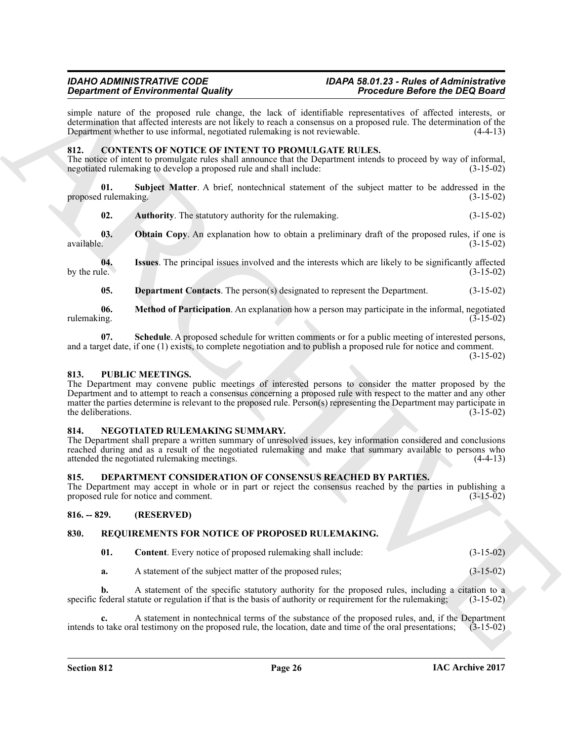simple nature of the proposed rule change, the lack of identifiable representatives of affected interests, or determination that affected interests are not likely to reach a consensus on a proposed rule. The determination of the Department whether to use informal, negotiated rulemaking is not reviewable. (4-4-13)

### 812. CONTENTS OF NOTICE OF INTENT TO PROMULGATE RULES.

The notice of intent to promulgate rules shall announce that the Department intends to proceed by way of informal, negotiated rulemaking to develop a proposed rule and shall include: (3-15-02)

**01. Subject Matter**. A brief, nontechnical statement of the subject matter to be addressed in the proposed rulemaking. (3-15-02)

**02. Authority**. The statutory authority for the rulemaking. (3-15-02)

**03. Obtain Copy**. An explanation how to obtain a preliminary draft of the proposed rules, if one is available. (3-15-02)

**04. Issues**. The principal issues involved and the interests which are likely to be significantly affected by the rule. (3-15-02)

**05. Department Contacts**. The person(s) designated to represent the Department. (3-15-02)

**06. Method of Participation**. An explanation how a person may participate in the informal, negotiated rulemaking. (3-15-02)

**07. Schedule**. A proposed schedule for written comments or for a public meeting of interested persons, and a target date, if one (1) exists, to complete negotiation and to publish a proposed rule for notice and comment. (3-15-02)

### 813. PUBLIC MEETINGS.

The Department may convene public meetings of interested persons to consider the matter proposed by the Department and to attempt to reach a consensus concerning a proposed rule with respect to the matter and any other matter the parties determine is relevant to the proposed rule. Person(s) representing the Department may participate in the deliberations. (3-15-02)

### 814. NEGOTIATED RULEMAKING SUMMARY.

The Department shall prepare a written summary of unresolved issues, key information considered and conclusions reached during and as a result of the negotiated rulemaking and make that summary available to persons who attended the negotiated rulemaking meetings. (4-4-13)

### 815. DEPARTMENT CONSIDERATION OF CONSENSUS REACHED BY PARTIES.

The Department may accept in whole or in part or reject the consensus reached by the parties in publishing a proposed rule for notice and comment. (3-15-02)

### 816. -- 829. (RESERVED)

### 830. REQUIREMENTS FOR NOTICE OF PROPOSED RULEMAKING.

**01. Content**. Every notice of proposed rulemaking shall include: (3-15-02)

**a.** A statement of the subject matter of the proposed rules; (3-15-02)

**b.** A statement of the specific statutory authority for the proposed rules, including a citation to a specific federal statute or regulation if that is the basis of authority or requirement for the rulemaking; (3-15-02)

**c.** A statement in nontechnical terms of the substance of the proposed rules, and, if the Department intends to take oral testimony on the proposed rule, the location, date and time of the oral presentations; (3-15-02)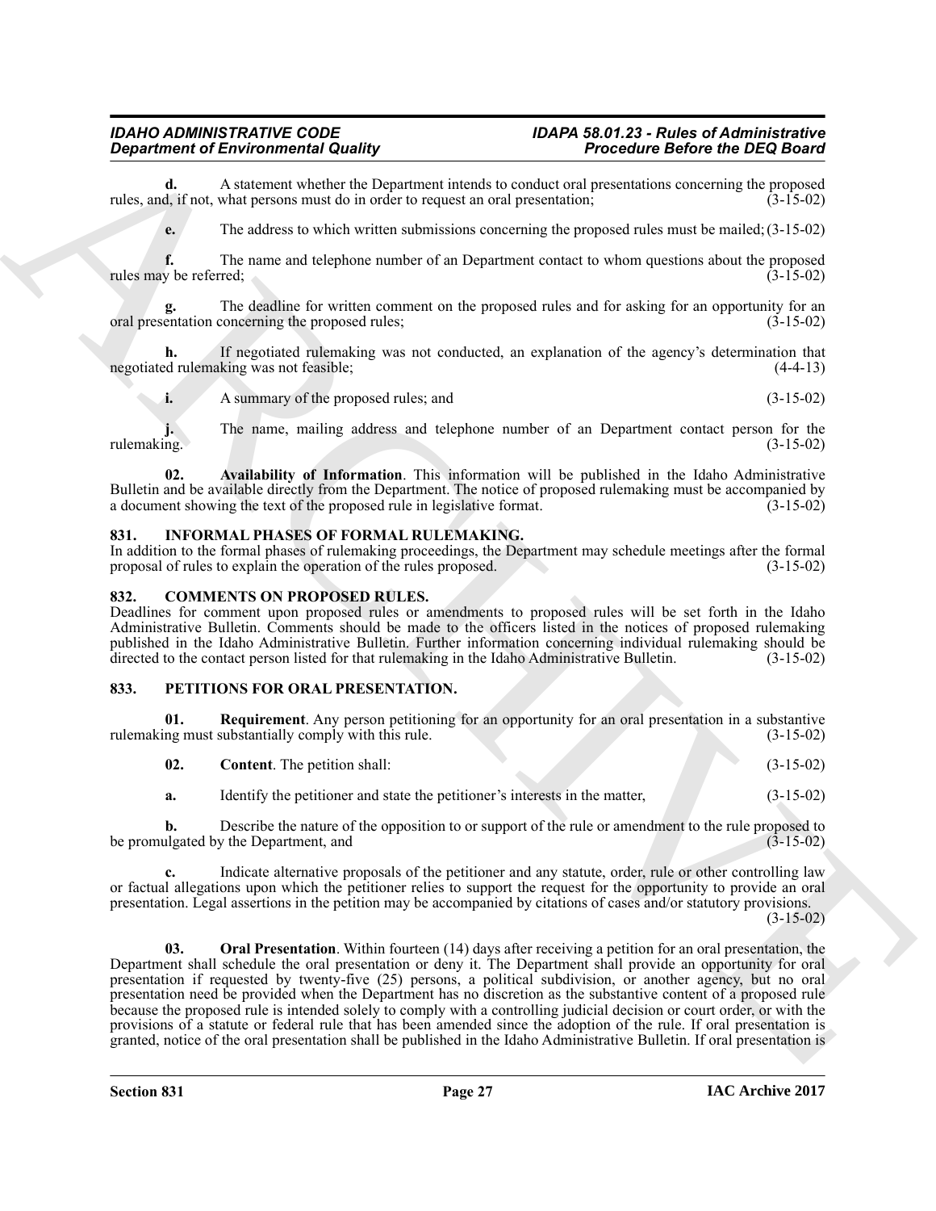**d.** A statement whether the Department intends to conduct oral presentations concerning the proposed rules, and, if not, what persons must do in order to request an oral presentation; (3-15-02)

**e.** The address to which written submissions concerning the proposed rules must be mailed; (3-15-02)

**f.** The name and telephone number of an Department contact to whom questions about the proposed rules may be referred; (3-15-02)

**g.** The deadline for written comment on the proposed rules and for asking for an opportunity for an oral presentation concerning the proposed rules; (3-15-02)

**h.** If negotiated rulemaking was not conducted, an explanation of the agency's determination that negotiated rulemaking was not feasible; (4-4-13)

**i.** A summary of the proposed rules; and (3-15-02)

**j.** The name, mailing address and telephone number of an Department contact person for the rulemaking. (3-15-02)

**02. Availability of Information**. This information will be published in the Idaho Administrative Bulletin and be available directly from the Department. The notice of proposed rulemaking must be accompanied by a document showing the text of the proposed rule in legislative format. (3-15-02)

### 831. INFORMAL PHASES OF FORMAL RULEMAKING.

In addition to the formal phases of rulemaking proceedings, the Department may schedule meetings after the formal proposal of rules to explain the operation of the rules proposed. (3-15-02)

### 832. COMMENTS ON PROPOSED RULES.

Deadlines for comment upon proposed rules or amendments to proposed rules will be set forth in the Idaho Administrative Bulletin. Comments should be made to the officers listed in the notices of proposed rulemaking published in the Idaho Administrative Bulletin. Further information concerning individual rulemaking should be directed to the contact person listed for that rulemaking in the Idaho Administrative Bulletin. (3-15-02)

### 833. PETITIONS FOR ORAL PRESENTATION.

**01. Requirement**. Any person petitioning for an opportunity for an oral presentation in a substantive rulemaking must substantially comply with this rule. (3-15-02)

**02. Content**. The petition shall: (3-15-02)

**a.** Identify the petitioner and state the petitioner's interests in the matter, (3-15-02)

**b.** Describe the nature of the opposition to or support of the rule or amendment to the rule proposed to be promulgated by the Department, and (3-15-02)

**c.** Indicate alternative proposals of the petitioner and any statute, order, rule or other controlling law or factual allegations upon which the petitioner relies to support the request for the opportunity to provide an oral presentation. Legal assertions in the petition may be accompanied by citations of cases and/or statutory provisions. (3-15-02)

**03. Oral Presentation**. Within fourteen (14) days after receiving a petition for an oral presentation, the Department shall schedule the oral presentation or deny it. The Department shall provide an opportunity for oral presentation if requested by twenty-five (25) persons, a political subdivision, or another agency, but no oral presentation need be provided when the Department has no discretion as the substantive content of a proposed rule because the proposed rule is intended solely to comply with a controlling judicial decision or court order, or with the provisions of a statute or federal rule that has been amended since the adoption of the rule. If oral presentation is granted, notice of the oral presentation shall be published in the Idaho Administrative Bulletin. If oral presentation is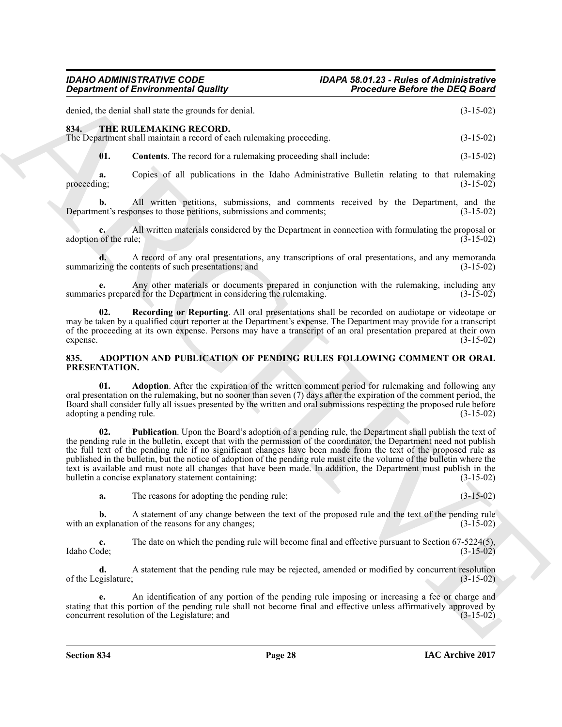denied, the denial shall state the grounds for denial. (3-15-02)

**834. THE RULEMAKING RECORD.**

The Department shall maintain a record of each rulemaking proceeding. (3-15-02)

**01. Contents**. The record for a rulemaking proceeding shall include: (3-15-02)

**a.** Copies of all publications in the Idaho Administrative Bulletin relating to that rulemaking proceeding; (3-15-02)

**b.** All written petitions, submissions, and comments received by the Department, and the Department's responses to those petitions, submissions and comments; (3-15-02)

**c.** All written materials considered by the Department in connection with formulating the proposal or adoption of the rule; (3-15-02)

**d.** A record of any oral presentations, any transcriptions of oral presentations, and any memoranda summarizing the contents of such presentations; and (3-15-02)

**e.** Any other materials or documents prepared in conjunction with the rulemaking, including any summaries prepared for the Department in considering the rulemaking. (3-15-02)

**02. Recording or Reporting**. All oral presentations shall be recorded on audiotape or videotape or may be taken by a qualified court reporter at the Department's expense. The Department may provide for a transcript of the proceeding at its own expense. Persons may have a transcript of an oral presentation prepared at their own expense. (3-15-02)

**835. ADOPTION AND PUBLICATION OF PENDING RULES FOLLOWING COMMENT OR ORAL PRESENTATION.**

**01. Adoption**. After the expiration of the written comment period for rulemaking and following any oral presentation on the rulemaking, but no sooner than seven (7) days after the expiration of the comment period, the Board shall consider fully all issues presented by the written and oral submissions respecting the proposed rule before adopting a pending rule. (3-15-02)

**02. Publication**. Upon the Board's adoption of a pending rule, the Department shall publish the text of the pending rule in the bulletin, except that with the permission of the coordinator, the Department need not publish the full text of the pending rule if no significant changes have been made from the text of the proposed rule as published in the bulletin, but the notice of adoption of the pending rule must cite the volume of the bulletin where the text is available and must note all changes that have been made. In addition, the Department must publish in the bulletin a concise explanatory statement containing: (3-15-02)

**a.** The reasons for adopting the pending rule; (3-15-02)

**b.** A statement of any change between the text of the proposed rule and the text of the pending rule with an explanation of the reasons for any changes; (3-15-02)

**c.** The date on which the pending rule will become final and effective pursuant to Section 67-5224(5), Idaho Code; (3-15-02)

**d.** A statement that the pending rule may be rejected, amended or modified by concurrent resolution of the Legislature; (3-15-02)

**e.** An identification of any portion of the pending rule imposing or increasing a fee or charge and stating that this portion of the pending rule shall not become final and effective unless affirmatively approved by concurrent resolution of the Legislature; and (3-15-02)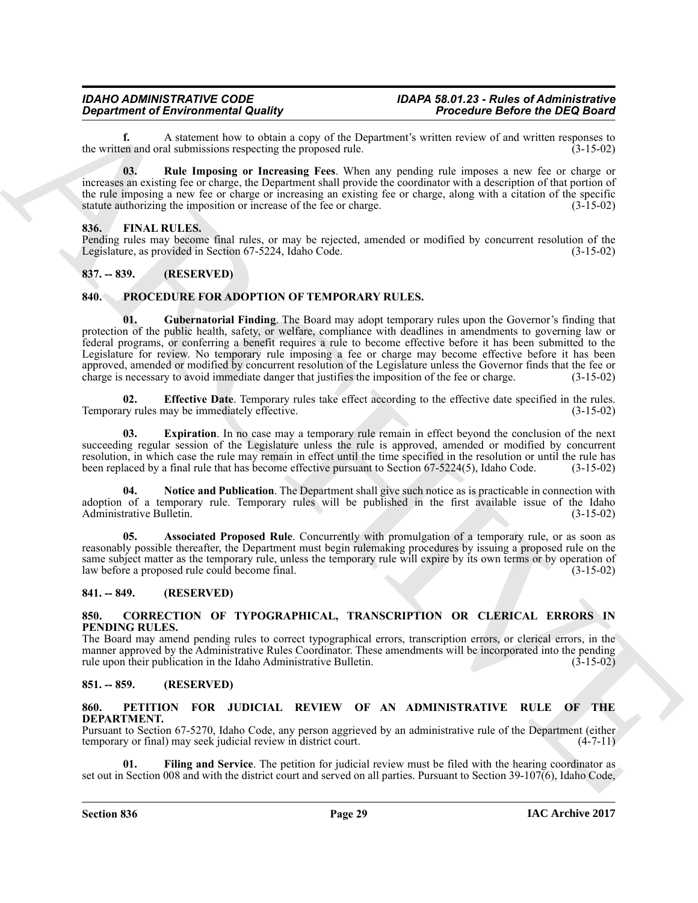**f.** A statement how to obtain a copy of the Department's written review of and written responses to the written and oral submissions respecting the proposed rule. (3-15-02)

**03. Rule Imposing or Increasing Fees**. When any pending rule imposes a new fee or charge or increases an existing fee or charge, the Department shall provide the coordinator with a description of that portion of the rule imposing a new fee or charge or increasing an existing fee or charge, along with a citation of the specific statute authorizing the imposition or increase of the fee or charge. (3-15-02)

### 836. FINAL RULES.

Pending rules may become final rules, or may be rejected, amended or modified by concurrent resolution of the Legislature, as provided in Section 67-5224, Idaho Code. (3-15-02)

### 837. -- 839. (RESERVED)

### 840. PROCEDURE FOR ADOPTION OF TEMPORARY RULES.

**01. Gubernatorial Finding**. The Board may adopt temporary rules upon the Governor's finding that protection of the public health, safety, or welfare, compliance with deadlines in amendments to governing law or federal programs, or conferring a benefit requires a rule to become effective before it has been submitted to the Legislature for review. No temporary rule imposing a fee or charge may become effective before it has been approved, amended or modified by concurrent resolution of the Legislature unless the Governor finds that the fee or charge is necessary to avoid immediate danger that justifies the imposition of the fee or charge. (3-15-02)

**02. Effective Date**. Temporary rules take effect according to the effective date specified in the rules. Temporary rules may be immediately effective. (3-15-02)

**03. Expiration**. In no case may a temporary rule remain in effect beyond the conclusion of the next succeeding regular session of the Legislature unless the rule is approved, amended or modified by concurrent resolution, in which case the rule may remain in effect until the time specified in the resolution or until the rule has been replaced by a final rule that has become effective pursuant to Section 67-5224(5), Idaho Code. (3-15-02)

**04. Notice and Publication**. The Department shall give such notice as is practicable in connection with adoption of a temporary rule. Temporary rules will be published in the first available issue of the Idaho Administrative Bulletin. (3-15-02)

**05. Associated Proposed Rule**. Concurrently with promulgation of a temporary rule, or as soon as reasonably possible thereafter, the Department must begin rulemaking procedures by issuing a proposed rule on the same subject matter as the temporary rule, unless the temporary rule will expire by its own terms or by operation of law before a proposed rule could become final. (3-15-02)

### 841. -- 849. (RESERVED)

### 850. CORRECTION OF TYPOGRAPHICAL, TRANSCRIPTION OR CLERICAL ERRORS IN PENDING RULES.

The Board may amend pending rules to correct typographical errors, transcription errors, or clerical errors, in the manner approved by the Administrative Rules Coordinator. These amendments will be incorporated into the pending rule upon their publication in the Idaho Administrative Bulletin. (3-15-02)

### 851. -- 859. (RESERVED)

### 860. PETITION FOR JUDICIAL REVIEW OF AN ADMINISTRATIVE RULE OF THE DEPARTMENT.

Pursuant to Section 67-5270, Idaho Code, any person aggrieved by an administrative rule of the Department (either temporary or final) may seek judicial review in district court. (4-7-11)

**01. Filing and Service**. The petition for judicial review must be filed with the hearing coordinator as set out in Section 008 and with the district court and served on all parties. Pursuant to Section 39-107(6), Idaho Code,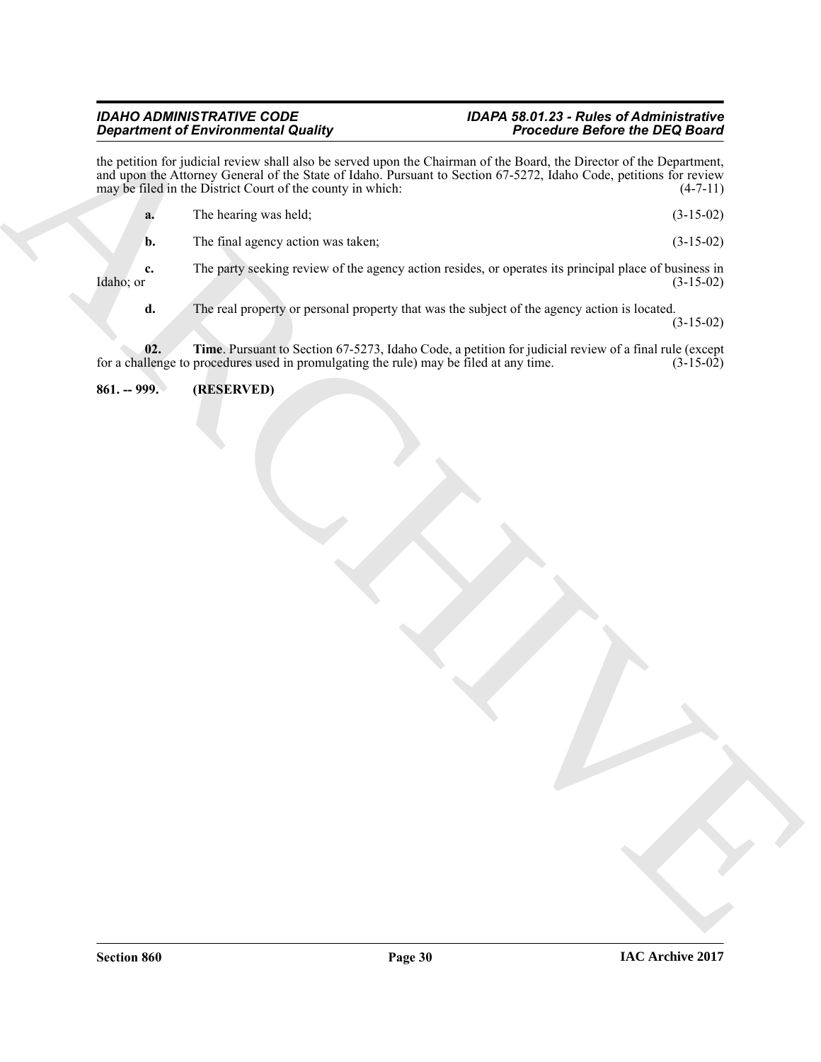the petition for judicial review shall also be served upon the Chairman of the Board, the Director of the Department, and upon the Attorney General of the State of Idaho. Pursuant to Section 67-5272, Idaho Code, petitions for review may be filed in the District Court of the county in which: (4-7-11)

**a.** The hearing was held; (3-15-02)

**b.** The final agency action was taken; (3-15-02)

**c.** The party seeking review of the agency action resides, or operates its principal place of business in Idaho; or (3-15-02)

**d.** The real property or personal property that was the subject of the agency action is located. (3-15-02)

**02. Time**. Pursuant to Section 67-5273, Idaho Code, a petition for judicial review of a final rule (except for a challenge to procedures used in promulgating the rule) may be filed at any time. (3-15-02)

**861. -- 999. (RESERVED)**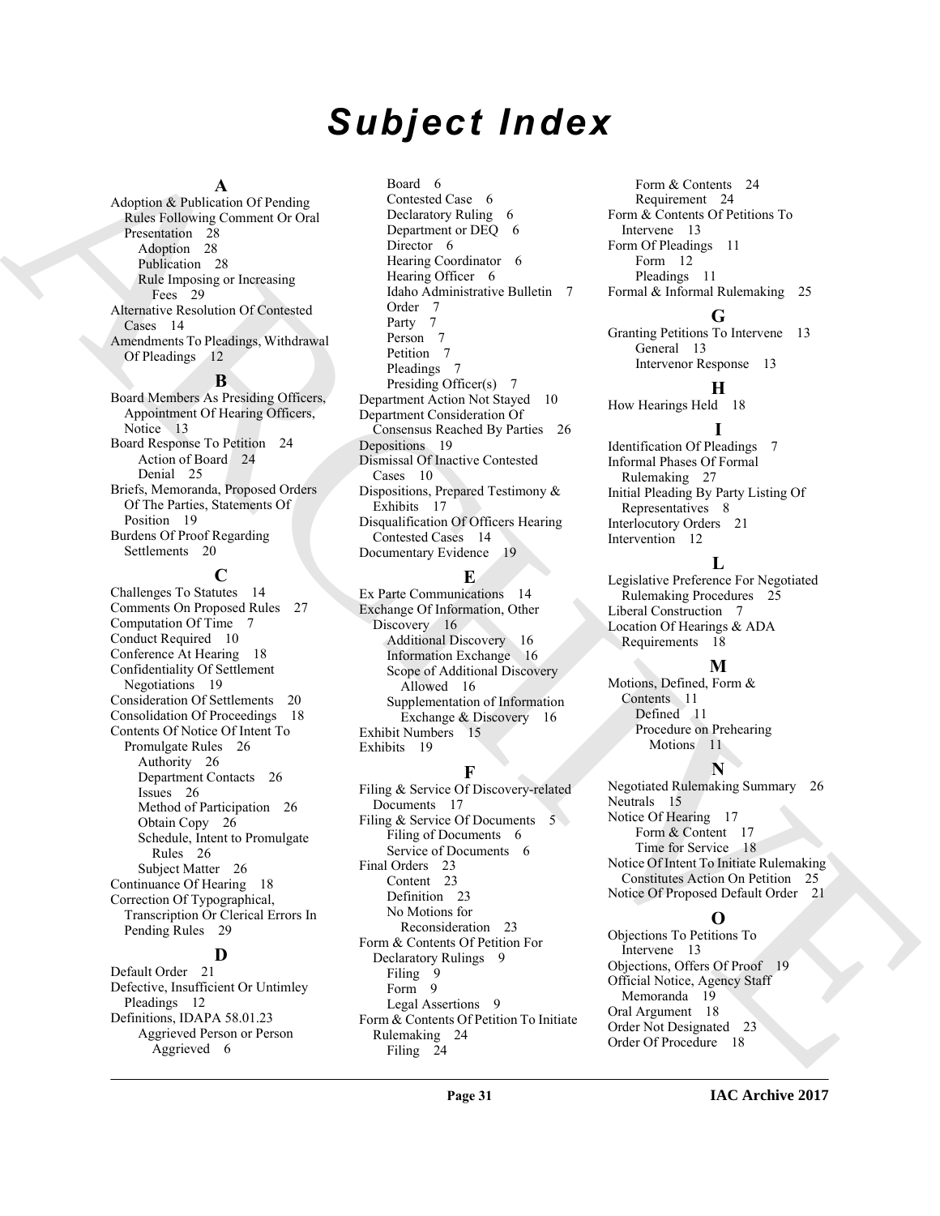# Subject Index

**A**

Adoption & Publication Of Pending Rules Following Comment Or Oral Presentation 28
- Adoption 28
- Publication 28
- Rule Imposing or Increasing Fees 29

Alternative Resolution Of Contested Cases 14

Amendments To Pleadings, Withdrawal Of Pleadings 12

**B**

Board Members As Presiding Officers, Appointment Of Hearing Officers, Notice 13

Board Response To Petition 24
- Action of Board 24
- Denial 25

Briefs, Memoranda, Proposed Orders Of The Parties, Statements Of Position 19

Burdens Of Proof Regarding Settlements 20

**C**

Challenges To Statutes 14

Comments On Proposed Rules 27

Computation Of Time 7

Conduct Required 10

Conference At Hearing 18

Confidentiality Of Settlement Negotiations 19

Consideration Of Settlements 20

Consolidation Of Proceedings 18

Contents Of Notice Of Intent To Promulgate Rules 26
- Authority 26
- Department Contacts 26
- Issues 26
- Method of Participation 26
- Obtain Copy 26
- Schedule, Intent to Promulgate Rules 26
- Subject Matter 26

Continuance Of Hearing 18

Correction Of Typographical, Transcription Or Clerical Errors In Pending Rules 29

**D**

Default Order 21

Defective, Insufficient Or Untimley Pleadings 12

Definitions, IDAPA 58.01.23
- Aggrieved Person or Person Aggrieved 6
- Board 6
- Contested Case 6
- Declaratory Ruling 6
- Department or DEQ 6
- Director 6
- Hearing Coordinator 6
- Hearing Officer 6
- Idaho Administrative Bulletin 7
- Order 7
- Party 7
- Person 7
- Petition 7
- Pleadings 7
- Presiding Officer(s) 7

Department Action Not Stayed 10

Department Consideration Of Consensus Reached By Parties 26

Depositions 19

Dismissal Of Inactive Contested Cases 10

Dispositions, Prepared Testimony & Exhibits 17

Disqualification Of Officers Hearing Contested Cases 14

Documentary Evidence 19

**E**

Ex Parte Communications 14

Exchange Of Information, Other Discovery 16
- Additional Discovery 16
- Information Exchange 16
- Scope of Additional Discovery Allowed 16
- Supplementation of Information Exchange & Discovery 16

Exhibit Numbers 15

Exhibits 19

**F**

Filing & Service Of Discovery-related Documents 17

Filing & Service Of Documents 5
- Filing of Documents 6
- Service of Documents 6

Final Orders 23
- Content 23
- Definition 23
- No Motions for Reconsideration 23

Form & Contents Of Petition For Declaratory Rulings 9
- Filing 9
- Form 9
- Legal Assertions 9

Form & Contents Of Petition To Initiate Rulemaking 24
- Filing 24
- Form & Contents 24
- Requirement 24

Form & Contents Of Petitions To Intervene 13

Form Of Pleadings 11
- Form 12
- Pleadings 11

Formal & Informal Rulemaking 25

**G**

Granting Petitions To Intervene 13
- General 13
- Intervenor Response 13

**H**

How Hearings Held 18

**I**

Identification Of Pleadings 7

Informal Phases Of Formal Rulemaking 27

Initial Pleading By Party Listing Of Representatives 8

Interlocutory Orders 21

Intervention 12

**L**

Legislative Preference For Negotiated Rulemaking Procedures 25

Liberal Construction 7

Location Of Hearings & ADA Requirements 18

**M**

Motions, Defined, Form & Contents 11
- Defined 11
- Procedure on Prehearing Motions 11

**N**

Negotiated Rulemaking Summary 26

Neutrals 15

Notice Of Hearing 17
- Form & Content 17
- Time for Service 18

Notice Of Intent To Initiate Rulemaking Constitutes Action On Petition 25

Notice Of Proposed Default Order 21

**O**

Objections To Petitions To Intervene 13

Objections, Offers Of Proof 19

Official Notice, Agency Staff Memoranda 19

Oral Argument 18

Order Not Designated 23

Order Of Procedure 18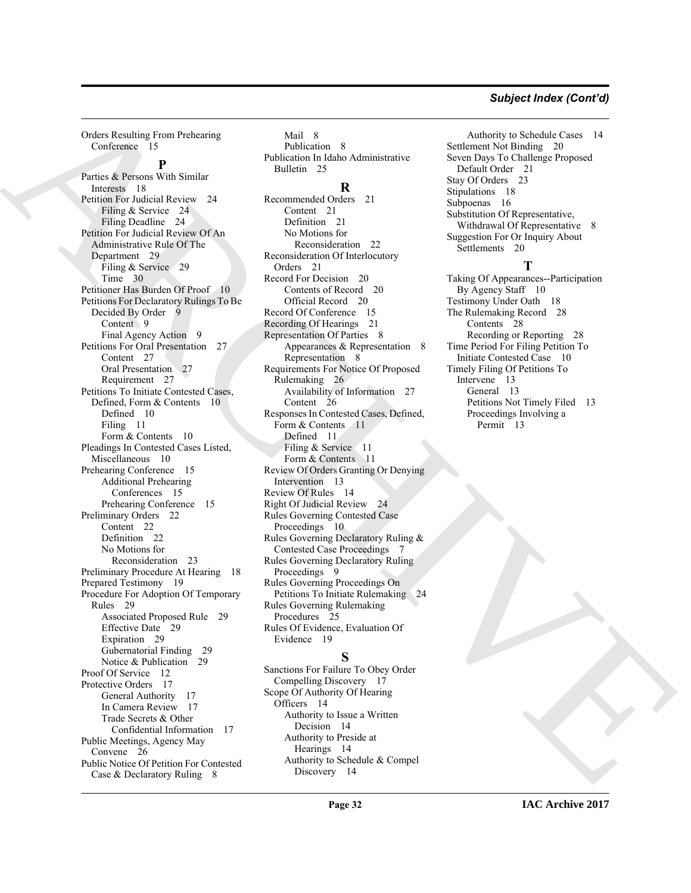*Subject Index (Cont'd)*

Orders Resulting From Prehearing Conference 15

**P**

Parties & Persons With Similar Interests 18
Petition For Judicial Review 24
  Filing & Service 24
  Filing Deadline 24
Petition For Judicial Review Of An Administrative Rule Of The Department 29
  Filing & Service 29
  Time 30
Petitioner Has Burden Of Proof 10
Petitions For Declaratory Rulings To Be Decided By Order 9
  Content 9
  Final Agency Action 9
Petitions For Oral Presentation 27
  Content 27
  Oral Presentation 27
  Requirement 27
Petitions To Initiate Contested Cases, Defined, Form & Contents 10
  Defined 10
  Filing 11
  Form & Contents 10
Pleadings In Contested Cases Listed, Miscellaneous 10
Prehearing Conference 15
  Additional Prehearing Conferences 15
  Prehearing Conference 15
Preliminary Orders 22
  Content 22
  Definition 22
  No Motions for Reconsideration 23
Preliminary Procedure At Hearing 18
Prepared Testimony 19
Procedure For Adoption Of Temporary Rules 29
  Associated Proposed Rule 29
  Effective Date 29
  Expiration 29
  Gubernatorial Finding 29
  Notice & Publication 29
Proof Of Service 12
Protective Orders 17
  General Authority 17
  In Camera Review 17
  Trade Secrets & Other Confidential Information 17
Public Meetings, Agency May Convene 26
Public Notice Of Petition For Contested Case & Declaratory Ruling 8
  Mail 8
  Publication 8
Publication In Idaho Administrative Bulletin 25

**R**

Recommended Orders 21
  Content 21
  Definition 21
  No Motions for Reconsideration 22
Reconsideration Of Interlocutory Orders 21
Record For Decision 20
  Contents of Record 20
  Official Record 20
Record Of Conference 15
Recording Of Hearings 21
Representation Of Parties 8
  Appearances & Representation 8
  Representation 8
Requirements For Notice Of Proposed Rulemaking 26
  Availability of Information 27
  Content 26
Responses In Contested Cases, Defined, Form & Contents 11
  Defined 11
  Filing & Service 11
  Form & Contents 11
Review Of Orders Granting Or Denying Intervention 13
Review Of Rules 14
Right Of Judicial Review 24
Rules Governing Contested Case Proceedings 10
Rules Governing Declaratory Ruling & Contested Case Proceedings 7
Rules Governing Declaratory Ruling Proceedings 9
Rules Governing Proceedings On Petitions To Initiate Rulemaking 24
Rules Governing Rulemaking Procedures 25
Rules Of Evidence, Evaluation Of Evidence 19

**S**

Sanctions For Failure To Obey Order Compelling Discovery 17
Scope Of Authority Of Hearing Officers 14
  Authority to Issue a Written Decision 14
  Authority to Preside at Hearings 14
  Authority to Schedule & Compel Discovery 14
  Authority to Schedule Cases 14
Settlement Not Binding 20
Seven Days To Challenge Proposed Default Order 21
Stay Of Orders 23
Stipulations 18
Subpoenas 16
Substitution Of Representative, Withdrawal Of Representative 8
Suggestion For Or Inquiry About Settlements 20

**T**

Taking Of Appearances--Participation By Agency Staff 10
Testimony Under Oath 18
The Rulemaking Record 28
  Contents 28
  Recording or Reporting 28
Time Period For Filing Petition To Initiate Contested Case 10
Timely Filing Of Petitions To Intervene 13
  General 13
  Petitions Not Timely Filed 13
  Proceedings Involving a Permit 13